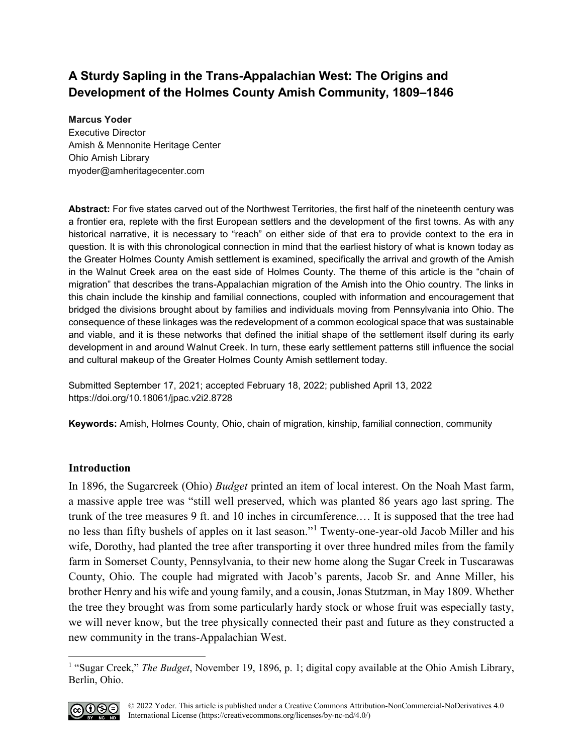# A Sturdy Sapling in the Trans-Appalachian West: The Origins and Development of the Holmes County Amish Community, 1809–1846

**Marcus Yoder**
Executive Director
Amish & Mennonite Heritage Center
Ohio Amish Library
myoder@amheritagecenter.com

**Abstract:** For five states carved out of the Northwest Territories, the first half of the nineteenth century was a frontier era, replete with the first European settlers and the development of the first towns. As with any historical narrative, it is necessary to "reach" on either side of that era to provide context to the era in question. It is with this chronological connection in mind that the earliest history of what is known today as the Greater Holmes County Amish settlement is examined, specifically the arrival and growth of the Amish in the Walnut Creek area on the east side of Holmes County. The theme of this article is the "chain of migration" that describes the trans-Appalachian migration of the Amish into the Ohio country. The links in this chain include the kinship and familial connections, coupled with information and encouragement that bridged the divisions brought about by families and individuals moving from Pennsylvania into Ohio. The consequence of these linkages was the redevelopment of a common ecological space that was sustainable and viable, and it is these networks that defined the initial shape of the settlement itself during its early development in and around Walnut Creek. In turn, these early settlement patterns still influence the social and cultural makeup of the Greater Holmes County Amish settlement today.

Submitted September 17, 2021; accepted February 18, 2022; published April 13, 2022
https://doi.org/10.18061/jpac.v2i2.8728

**Keywords:** Amish, Holmes County, Ohio, chain of migration, kinship, familial connection, community

## Introduction

In 1896, the Sugarcreek (Ohio) *Budget* printed an item of local interest. On the Noah Mast farm, a massive apple tree was "still well preserved, which was planted 86 years ago last spring. The trunk of the tree measures 9 ft. and 10 inches in circumference.… It is supposed that the tree had no less than fifty bushels of apples on it last season."[1] Twenty-one-year-old Jacob Miller and his wife, Dorothy, had planted the tree after transporting it over three hundred miles from the family farm in Somerset County, Pennsylvania, to their new home along the Sugar Creek in Tuscarawas County, Ohio. The couple had migrated with Jacob's parents, Jacob Sr. and Anne Miller, his brother Henry and his wife and young family, and a cousin, Jonas Stutzman, in May 1809. Whether the tree they brought was from some particularly hardy stock or whose fruit was especially tasty, we will never know, but the tree physically connected their past and future as they constructed a new community in the trans-Appalachian West.

[1] "Sugar Creek," *The Budget*, November 19, 1896, p. 1; digital copy available at the Ohio Amish Library, Berlin, Ohio.

© 2022 Yoder. This article is published under a Creative Commons Attribution-NonCommercial-NoDerivatives 4.0 International License (https://creativecommons.org/licenses/by-nc-nd/4.0/)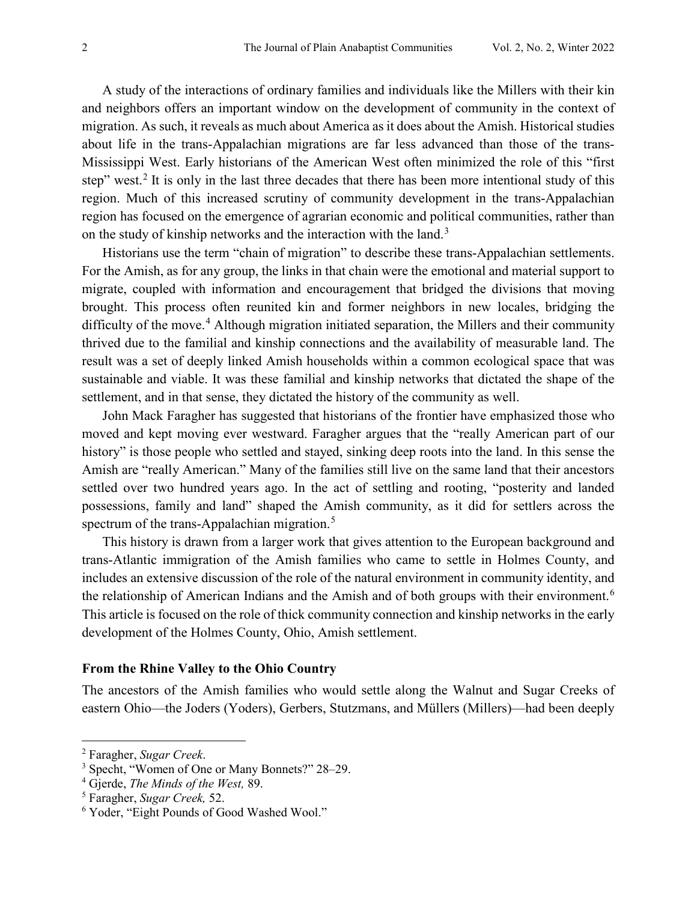A study of the interactions of ordinary families and individuals like the Millers with their kin and neighbors offers an important window on the development of community in the context of migration. As such, it reveals as much about America as it does about the Amish. Historical studies about life in the trans-Appalachian migrations are far less advanced than those of the trans-Mississippi West. Early historians of the American West often minimized the role of this "first step" west.[2] It is only in the last three decades that there has been more intentional study of this region. Much of this increased scrutiny of community development in the trans-Appalachian region has focused on the emergence of agrarian economic and political communities, rather than on the study of kinship networks and the interaction with the land.[3]

Historians use the term "chain of migration" to describe these trans-Appalachian settlements. For the Amish, as for any group, the links in that chain were the emotional and material support to migrate, coupled with information and encouragement that bridged the divisions that moving brought. This process often reunited kin and former neighbors in new locales, bridging the difficulty of the move.[4] Although migration initiated separation, the Millers and their community thrived due to the familial and kinship connections and the availability of measurable land. The result was a set of deeply linked Amish households within a common ecological space that was sustainable and viable. It was these familial and kinship networks that dictated the shape of the settlement, and in that sense, they dictated the history of the community as well.

John Mack Faragher has suggested that historians of the frontier have emphasized those who moved and kept moving ever westward. Faragher argues that the "really American part of our history" is those people who settled and stayed, sinking deep roots into the land. In this sense the Amish are "really American." Many of the families still live on the same land that their ancestors settled over two hundred years ago. In the act of settling and rooting, "posterity and landed possessions, family and land" shaped the Amish community, as it did for settlers across the spectrum of the trans-Appalachian migration.[5]

This history is drawn from a larger work that gives attention to the European background and trans-Atlantic immigration of the Amish families who came to settle in Holmes County, and includes an extensive discussion of the role of the natural environment in community identity, and the relationship of American Indians and the Amish and of both groups with their environment.[6] This article is focused on the role of thick community connection and kinship networks in the early development of the Holmes County, Ohio, Amish settlement.

**From the Rhine Valley to the Ohio Country**

The ancestors of the Amish families who would settle along the Walnut and Sugar Creeks of eastern Ohio—the Joders (Yoders), Gerbers, Stutzmans, and Müllers (Millers)—had been deeply

---

[2] Faragher, *Sugar Creek*.

[3] Specht, "Women of One or Many Bonnets?" 28–29.

[4] Gjerde, *The Minds of the West,* 89.

[5] Faragher, *Sugar Creek,* 52.

[6] Yoder, "Eight Pounds of Good Washed Wool."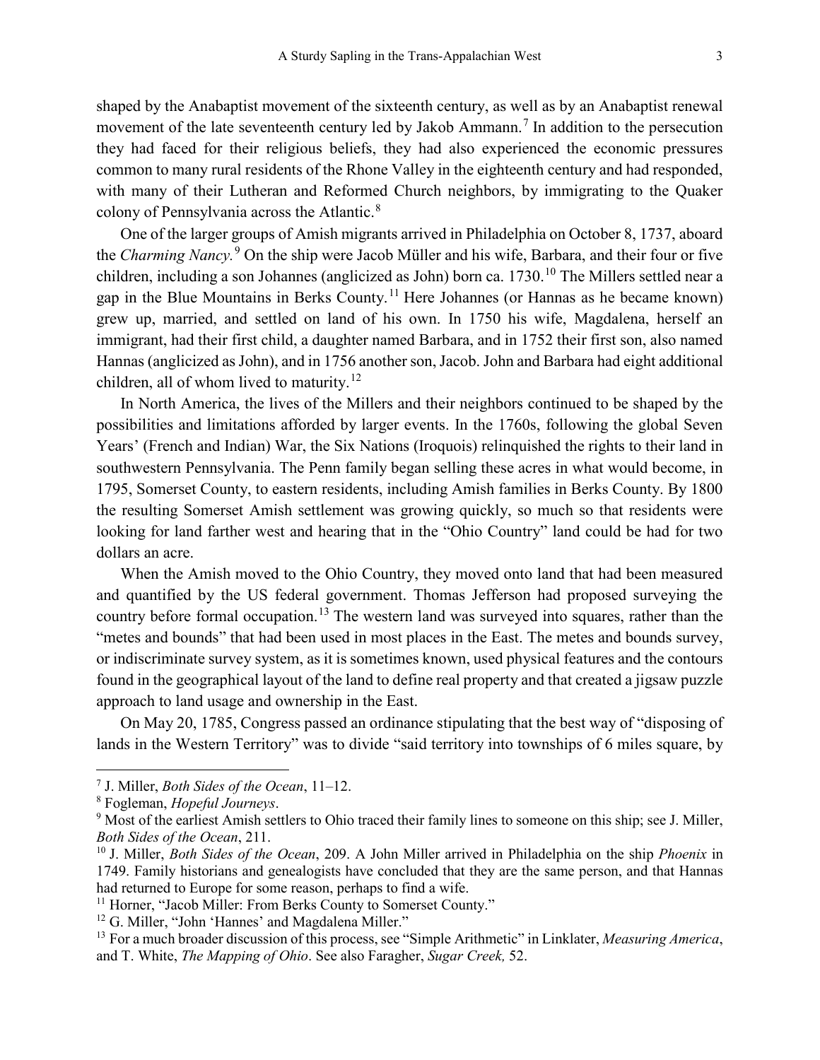shaped by the Anabaptist movement of the sixteenth century, as well as by an Anabaptist renewal movement of the late seventeenth century led by Jakob Ammann.[7] In addition to the persecution they had faced for their religious beliefs, they had also experienced the economic pressures common to many rural residents of the Rhone Valley in the eighteenth century and had responded, with many of their Lutheran and Reformed Church neighbors, by immigrating to the Quaker colony of Pennsylvania across the Atlantic.[8]

One of the larger groups of Amish migrants arrived in Philadelphia on October 8, 1737, aboard the *Charming Nancy.*[9] On the ship were Jacob Müller and his wife, Barbara, and their four or five children, including a son Johannes (anglicized as John) born ca. 1730.[10] The Millers settled near a gap in the Blue Mountains in Berks County.[11] Here Johannes (or Hannas as he became known) grew up, married, and settled on land of his own. In 1750 his wife, Magdalena, herself an immigrant, had their first child, a daughter named Barbara, and in 1752 their first son, also named Hannas (anglicized as John), and in 1756 another son, Jacob. John and Barbara had eight additional children, all of whom lived to maturity.[12]

In North America, the lives of the Millers and their neighbors continued to be shaped by the possibilities and limitations afforded by larger events. In the 1760s, following the global Seven Years' (French and Indian) War, the Six Nations (Iroquois) relinquished the rights to their land in southwestern Pennsylvania. The Penn family began selling these acres in what would become, in 1795, Somerset County, to eastern residents, including Amish families in Berks County. By 1800 the resulting Somerset Amish settlement was growing quickly, so much so that residents were looking for land farther west and hearing that in the "Ohio Country" land could be had for two dollars an acre.

When the Amish moved to the Ohio Country, they moved onto land that had been measured and quantified by the US federal government. Thomas Jefferson had proposed surveying the country before formal occupation.[13] The western land was surveyed into squares, rather than the "metes and bounds" that had been used in most places in the East. The metes and bounds survey, or indiscriminate survey system, as it is sometimes known, used physical features and the contours found in the geographical layout of the land to define real property and that created a jigsaw puzzle approach to land usage and ownership in the East.

On May 20, 1785, Congress passed an ordinance stipulating that the best way of "disposing of lands in the Western Territory" was to divide "said territory into townships of 6 miles square, by

---

[7] J. Miller, *Both Sides of the Ocean*, 11–12.

[8] Fogleman, *Hopeful Journeys*.

[9] Most of the earliest Amish settlers to Ohio traced their family lines to someone on this ship; see J. Miller, *Both Sides of the Ocean*, 211.

[10] J. Miller, *Both Sides of the Ocean*, 209. A John Miller arrived in Philadelphia on the ship *Phoenix* in 1749. Family historians and genealogists have concluded that they are the same person, and that Hannas had returned to Europe for some reason, perhaps to find a wife.

[11] Horner, "Jacob Miller: From Berks County to Somerset County."

[12] G. Miller, "John 'Hannes' and Magdalena Miller."

[13] For a much broader discussion of this process, see "Simple Arithmetic" in Linklater, *Measuring America*, and T. White, *The Mapping of Ohio*. See also Faragher, *Sugar Creek,* 52.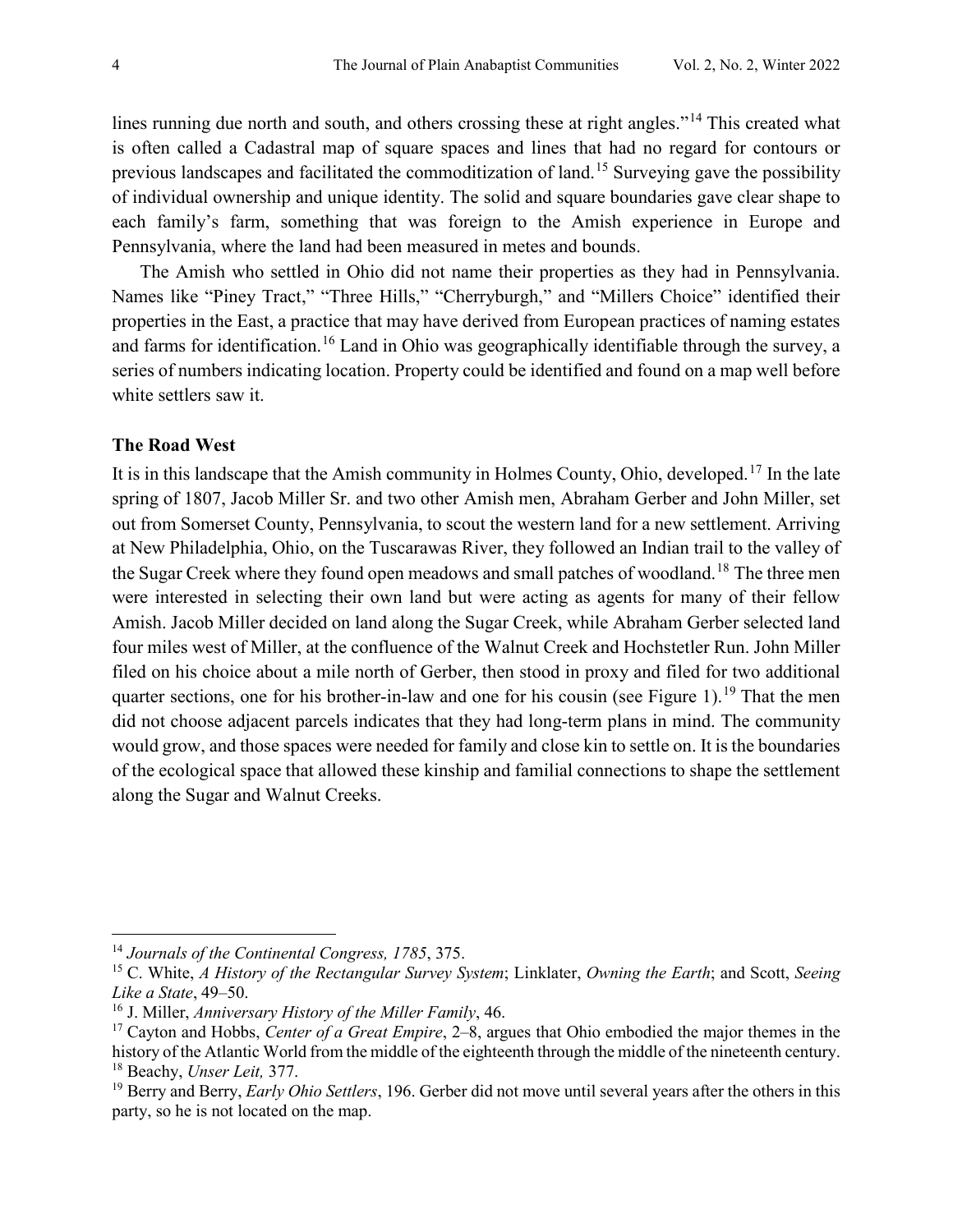lines running due north and south, and others crossing these at right angles."[14] This created what is often called a Cadastral map of square spaces and lines that had no regard for contours or previous landscapes and facilitated the commoditization of land.[15] Surveying gave the possibility of individual ownership and unique identity. The solid and square boundaries gave clear shape to each family's farm, something that was foreign to the Amish experience in Europe and Pennsylvania, where the land had been measured in metes and bounds.

The Amish who settled in Ohio did not name their properties as they had in Pennsylvania. Names like "Piney Tract," "Three Hills," "Cherryburgh," and "Millers Choice" identified their properties in the East, a practice that may have derived from European practices of naming estates and farms for identification.[16] Land in Ohio was geographically identifiable through the survey, a series of numbers indicating location. Property could be identified and found on a map well before white settlers saw it.

### The Road West

It is in this landscape that the Amish community in Holmes County, Ohio, developed.[17] In the late spring of 1807, Jacob Miller Sr. and two other Amish men, Abraham Gerber and John Miller, set out from Somerset County, Pennsylvania, to scout the western land for a new settlement. Arriving at New Philadelphia, Ohio, on the Tuscarawas River, they followed an Indian trail to the valley of the Sugar Creek where they found open meadows and small patches of woodland.[18] The three men were interested in selecting their own land but were acting as agents for many of their fellow Amish. Jacob Miller decided on land along the Sugar Creek, while Abraham Gerber selected land four miles west of Miller, at the confluence of the Walnut Creek and Hochstetler Run. John Miller filed on his choice about a mile north of Gerber, then stood in proxy and filed for two additional quarter sections, one for his brother-in-law and one for his cousin (see Figure 1).[19] That the men did not choose adjacent parcels indicates that they had long-term plans in mind. The community would grow, and those spaces were needed for family and close kin to settle on. It is the boundaries of the ecological space that allowed these kinship and familial connections to shape the settlement along the Sugar and Walnut Creeks.

---

[14] *Journals of the Continental Congress, 1785*, 375.

[15] C. White, *A History of the Rectangular Survey System*; Linklater, *Owning the Earth*; and Scott, *Seeing Like a State*, 49–50.

[16] J. Miller, *Anniversary History of the Miller Family*, 46.

[17] Cayton and Hobbs, *Center of a Great Empire*, 2–8, argues that Ohio embodied the major themes in the history of the Atlantic World from the middle of the eighteenth through the middle of the nineteenth century.

[18] Beachy, *Unser Leit,* 377.

[19] Berry and Berry, *Early Ohio Settlers*, 196. Gerber did not move until several years after the others in this party, so he is not located on the map.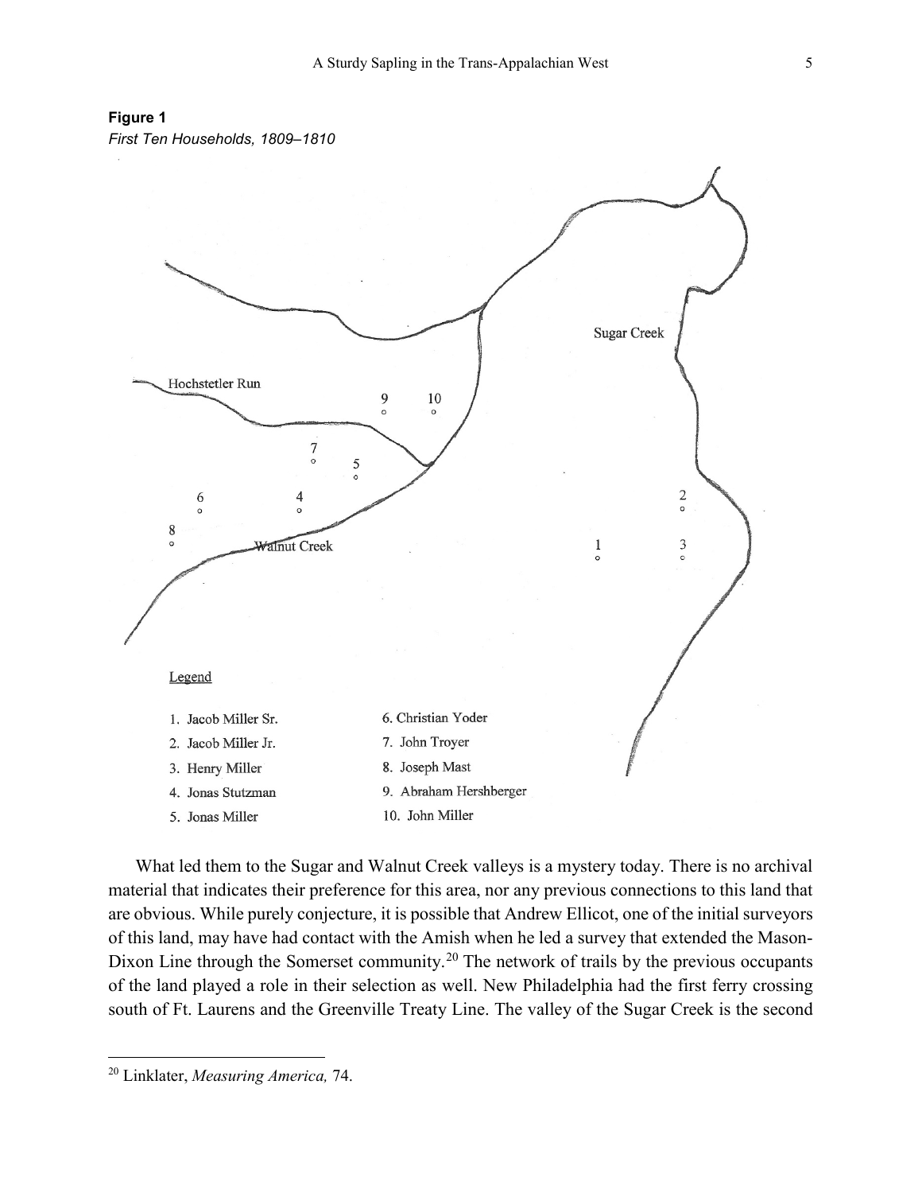**Figure 1**

*First Ten Households, 1809–1810*

Sugar Creek

Hochstetler Run

Walnut Creek

9 10 7 5 6 4 8 2 1 3

Legend

1. Jacob Miller Sr.
2. Jacob Miller Jr.
3. Henry Miller
4. Jonas Stutzman
5. Jonas Miller
6. Christian Yoder
7. John Troyer
8. Joseph Mast
9. Abraham Hershberger
10. John Miller

What led them to the Sugar and Walnut Creek valleys is a mystery today. There is no archival material that indicates their preference for this area, nor any previous connections to this land that are obvious. While purely conjecture, it is possible that Andrew Ellicot, one of the initial surveyors of this land, may have had contact with the Amish when he led a survey that extended the Mason-Dixon Line through the Somerset community.[20] The network of trails by the previous occupants of the land played a role in their selection as well. New Philadelphia had the first ferry crossing south of Ft. Laurens and the Greenville Treaty Line. The valley of the Sugar Creek is the second

---

[20] Linklater, *Measuring America,* 74.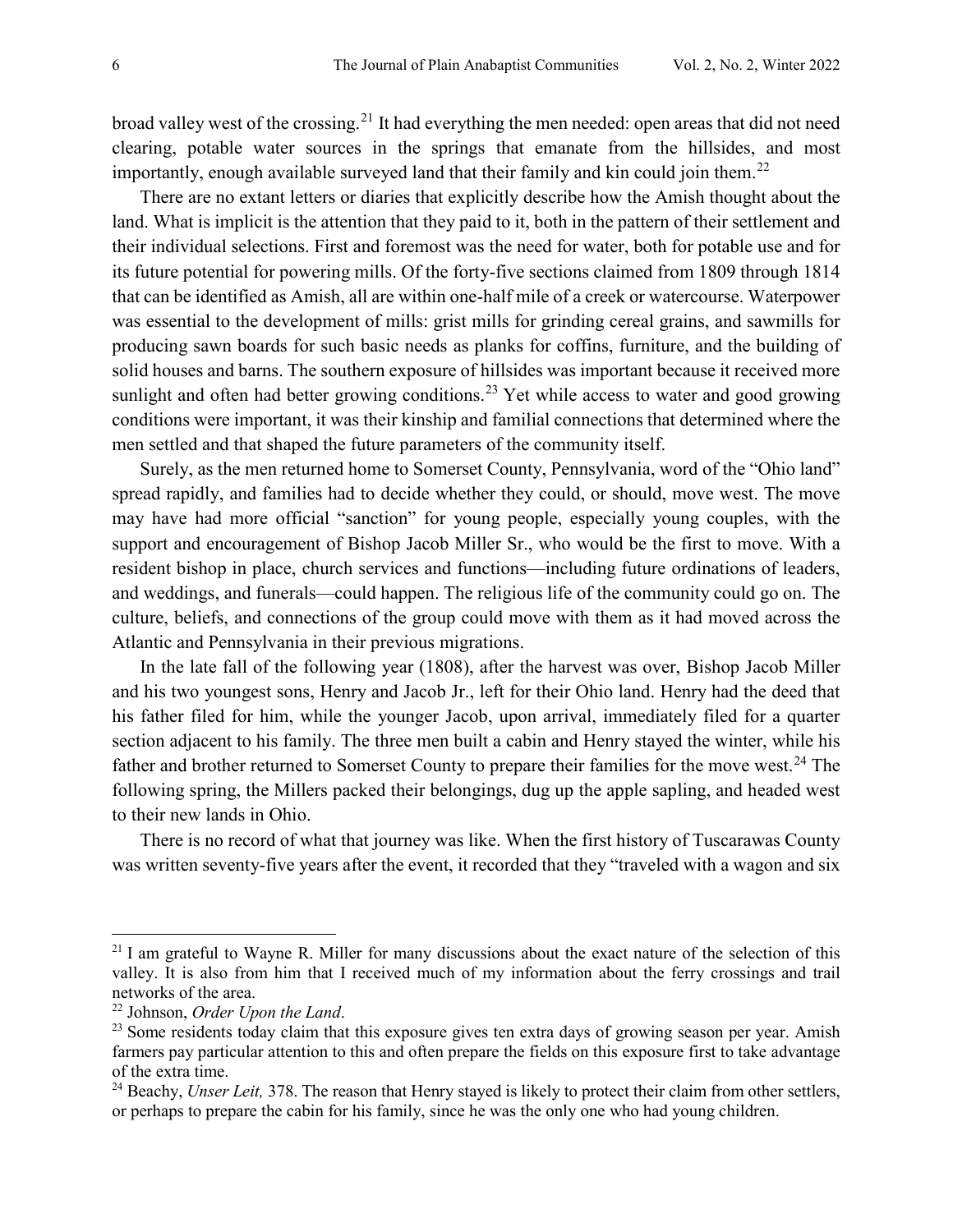broad valley west of the crossing.[21] It had everything the men needed: open areas that did not need clearing, potable water sources in the springs that emanate from the hillsides, and most importantly, enough available surveyed land that their family and kin could join them.[22]

There are no extant letters or diaries that explicitly describe how the Amish thought about the land. What is implicit is the attention that they paid to it, both in the pattern of their settlement and their individual selections. First and foremost was the need for water, both for potable use and for its future potential for powering mills. Of the forty-five sections claimed from 1809 through 1814 that can be identified as Amish, all are within one-half mile of a creek or watercourse. Waterpower was essential to the development of mills: grist mills for grinding cereal grains, and sawmills for producing sawn boards for such basic needs as planks for coffins, furniture, and the building of solid houses and barns. The southern exposure of hillsides was important because it received more sunlight and often had better growing conditions.[23] Yet while access to water and good growing conditions were important, it was their kinship and familial connections that determined where the men settled and that shaped the future parameters of the community itself.

Surely, as the men returned home to Somerset County, Pennsylvania, word of the "Ohio land" spread rapidly, and families had to decide whether they could, or should, move west. The move may have had more official "sanction" for young people, especially young couples, with the support and encouragement of Bishop Jacob Miller Sr., who would be the first to move. With a resident bishop in place, church services and functions—including future ordinations of leaders, and weddings, and funerals—could happen. The religious life of the community could go on. The culture, beliefs, and connections of the group could move with them as it had moved across the Atlantic and Pennsylvania in their previous migrations.

In the late fall of the following year (1808), after the harvest was over, Bishop Jacob Miller and his two youngest sons, Henry and Jacob Jr., left for their Ohio land. Henry had the deed that his father filed for him, while the younger Jacob, upon arrival, immediately filed for a quarter section adjacent to his family. The three men built a cabin and Henry stayed the winter, while his father and brother returned to Somerset County to prepare their families for the move west.[24] The following spring, the Millers packed their belongings, dug up the apple sapling, and headed west to their new lands in Ohio.

There is no record of what that journey was like. When the first history of Tuscarawas County was written seventy-five years after the event, it recorded that they "traveled with a wagon and six

---

[21] I am grateful to Wayne R. Miller for many discussions about the exact nature of the selection of this valley. It is also from him that I received much of my information about the ferry crossings and trail networks of the area.

[22] Johnson, *Order Upon the Land*.

[23] Some residents today claim that this exposure gives ten extra days of growing season per year. Amish farmers pay particular attention to this and often prepare the fields on this exposure first to take advantage of the extra time.

[24] Beachy, *Unser Leit,* 378. The reason that Henry stayed is likely to protect their claim from other settlers, or perhaps to prepare the cabin for his family, since he was the only one who had young children.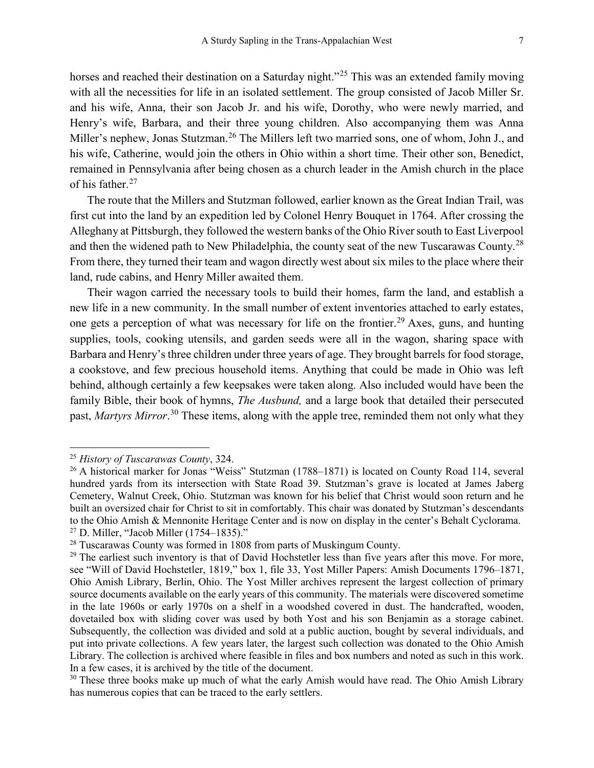horses and reached their destination on a Saturday night."[25] This was an extended family moving with all the necessities for life in an isolated settlement. The group consisted of Jacob Miller Sr. and his wife, Anna, their son Jacob Jr. and his wife, Dorothy, who were newly married, and Henry's wife, Barbara, and their three young children. Also accompanying them was Anna Miller's nephew, Jonas Stutzman.[26] The Millers left two married sons, one of whom, John J., and his wife, Catherine, would join the others in Ohio within a short time. Their other son, Benedict, remained in Pennsylvania after being chosen as a church leader in the Amish church in the place of his father.[27]

The route that the Millers and Stutzman followed, earlier known as the Great Indian Trail, was first cut into the land by an expedition led by Colonel Henry Bouquet in 1764. After crossing the Alleghany at Pittsburgh, they followed the western banks of the Ohio River south to East Liverpool and then the widened path to New Philadelphia, the county seat of the new Tuscarawas County.[28] From there, they turned their team and wagon directly west about six miles to the place where their land, rude cabins, and Henry Miller awaited them.

Their wagon carried the necessary tools to build their homes, farm the land, and establish a new life in a new community. In the small number of extent inventories attached to early estates, one gets a perception of what was necessary for life on the frontier.[29] Axes, guns, and hunting supplies, tools, cooking utensils, and garden seeds were all in the wagon, sharing space with Barbara and Henry's three children under three years of age. They brought barrels for food storage, a cookstove, and few precious household items. Anything that could be made in Ohio was left behind, although certainly a few keepsakes were taken along. Also included would have been the family Bible, their book of hymns, *The Ausbund,* and a large book that detailed their persecuted past, *Martyrs Mirror*.[30] These items, along with the apple tree, reminded them not only what they

---

[25] *History of Tuscarawas County*, 324.

[26] A historical marker for Jonas "Weiss" Stutzman (1788–1871) is located on County Road 114, several hundred yards from its intersection with State Road 39. Stutzman's grave is located at James Jaberg Cemetery, Walnut Creek, Ohio. Stutzman was known for his belief that Christ would soon return and he built an oversized chair for Christ to sit in comfortably. This chair was donated by Stutzman's descendants to the Ohio Amish & Mennonite Heritage Center and is now on display in the center's Behalt Cyclorama.

[27] D. Miller, "Jacob Miller (1754–1835)."

[28] Tuscarawas County was formed in 1808 from parts of Muskingum County.

[29] The earliest such inventory is that of David Hochstetler less than five years after this move. For more, see "Will of David Hochstetler, 1819," box 1, file 33, Yost Miller Papers: Amish Documents 1796–1871, Ohio Amish Library, Berlin, Ohio. The Yost Miller archives represent the largest collection of primary source documents available on the early years of this community. The materials were discovered sometime in the late 1960s or early 1970s on a shelf in a woodshed covered in dust. The handcrafted, wooden, dovetailed box with sliding cover was used by both Yost and his son Benjamin as a storage cabinet. Subsequently, the collection was divided and sold at a public auction, bought by several individuals, and put into private collections. A few years later, the largest such collection was donated to the Ohio Amish Library. The collection is archived where feasible in files and box numbers and noted as such in this work. In a few cases, it is archived by the title of the document.

[30] These three books make up much of what the early Amish would have read. The Ohio Amish Library has numerous copies that can be traced to the early settlers.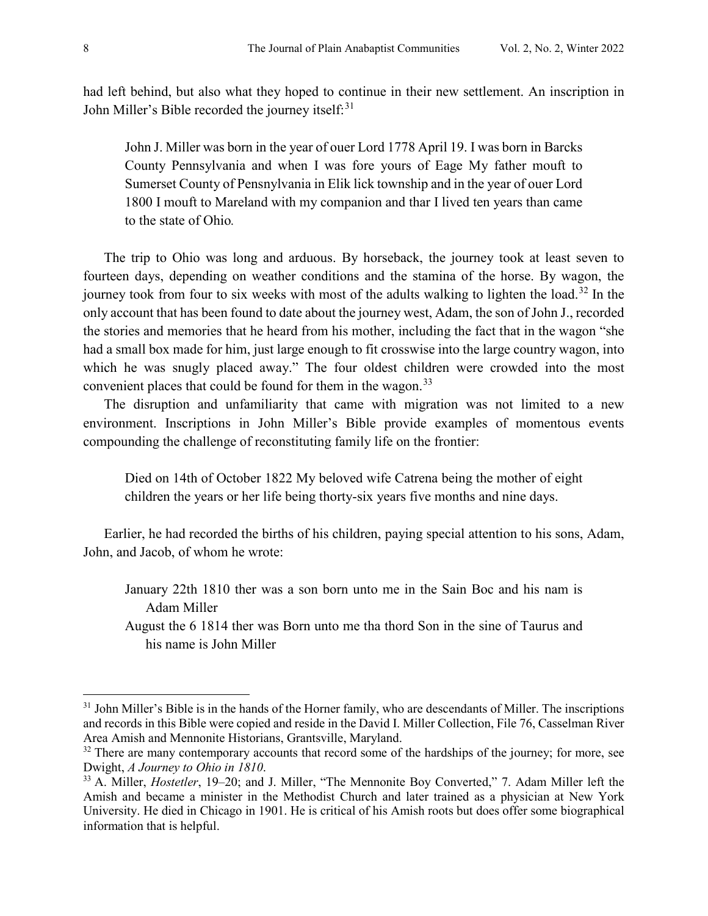had left behind, but also what they hoped to continue in their new settlement. An inscription in John Miller's Bible recorded the journey itself:[31]

> John J. Miller was born in the year of ouer Lord 1778 April 19. I was born in Barcks County Pennsylvania and when I was fore yours of Eage My father mouft to Sumerset County of Pensnylvania in Elik lick township and in the year of ouer Lord 1800 I mouft to Mareland with my companion and thar I lived ten years than came to the state of Ohio.

The trip to Ohio was long and arduous. By horseback, the journey took at least seven to fourteen days, depending on weather conditions and the stamina of the horse. By wagon, the journey took from four to six weeks with most of the adults walking to lighten the load.[32] In the only account that has been found to date about the journey west, Adam, the son of John J., recorded the stories and memories that he heard from his mother, including the fact that in the wagon "she had a small box made for him, just large enough to fit crosswise into the large country wagon, into which he was snugly placed away." The four oldest children were crowded into the most convenient places that could be found for them in the wagon.[33]

The disruption and unfamiliarity that came with migration was not limited to a new environment. Inscriptions in John Miller's Bible provide examples of momentous events compounding the challenge of reconstituting family life on the frontier:

> Died on 14th of October 1822 My beloved wife Catrena being the mother of eight children the years or her life being thorty-six years five months and nine days.

Earlier, he had recorded the births of his children, paying special attention to his sons, Adam, John, and Jacob, of whom he wrote:

> January 22th 1810 ther was a son born unto me in the Sain Boc and his nam is Adam Miller
>
> August the 6 1814 ther was Born unto me tha thord Son in the sine of Taurus and his name is John Miller

---

[31] John Miller's Bible is in the hands of the Horner family, who are descendants of Miller. The inscriptions and records in this Bible were copied and reside in the David I. Miller Collection, File 76, Casselman River Area Amish and Mennonite Historians, Grantsville, Maryland.

[32] There are many contemporary accounts that record some of the hardships of the journey; for more, see Dwight, *A Journey to Ohio in 1810*.

[33] A. Miller, *Hostetler*, 19–20; and J. Miller, "The Mennonite Boy Converted," 7. Adam Miller left the Amish and became a minister in the Methodist Church and later trained as a physician at New York University. He died in Chicago in 1901. He is critical of his Amish roots but does offer some biographical information that is helpful.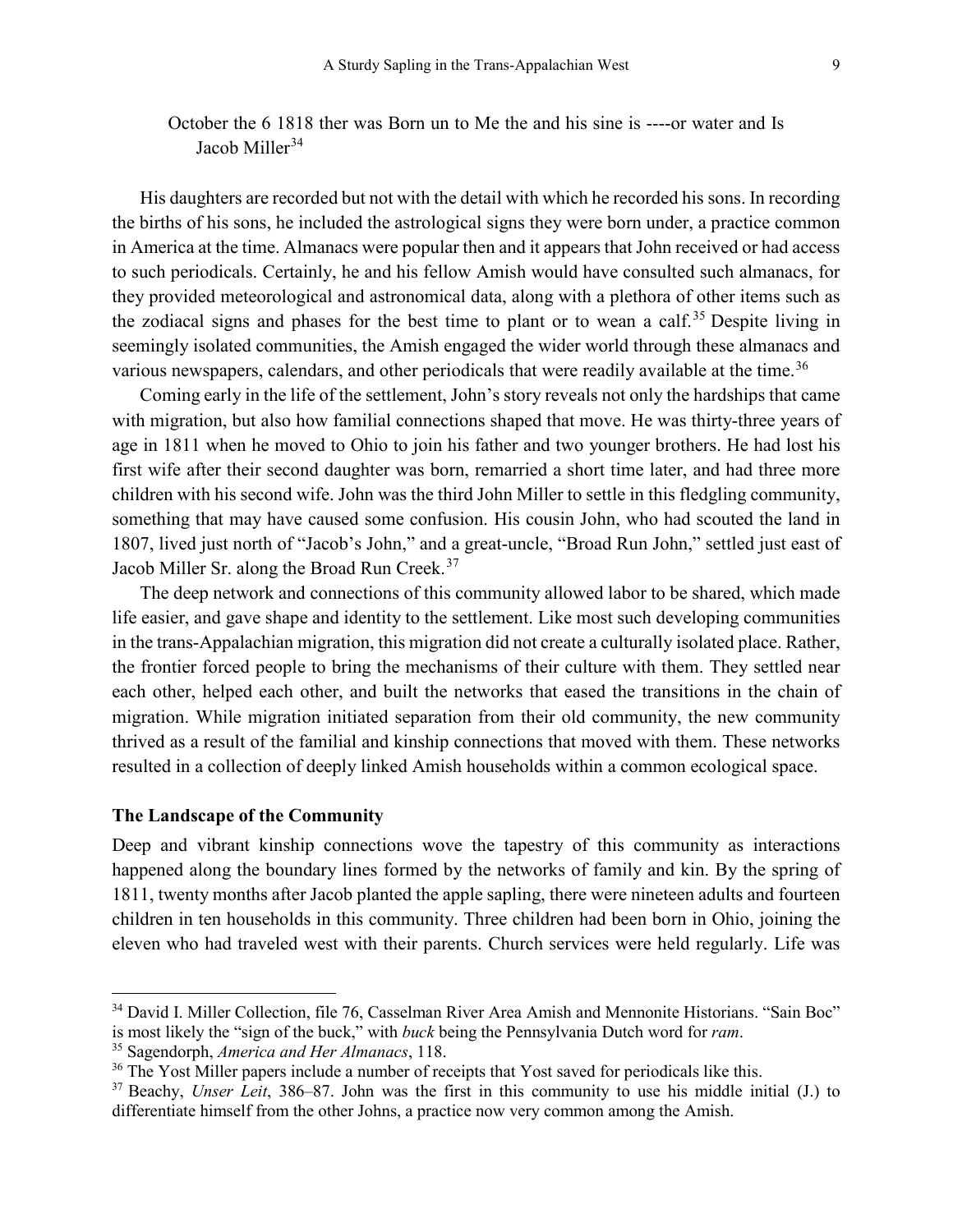> October the 6 1818 ther was Born un to Me the and his sine is ----or water and Is Jacob Miller[34]

His daughters are recorded but not with the detail with which he recorded his sons. In recording the births of his sons, he included the astrological signs they were born under, a practice common in America at the time. Almanacs were popular then and it appears that John received or had access to such periodicals. Certainly, he and his fellow Amish would have consulted such almanacs, for they provided meteorological and astronomical data, along with a plethora of other items such as the zodiacal signs and phases for the best time to plant or to wean a calf.[35] Despite living in seemingly isolated communities, the Amish engaged the wider world through these almanacs and various newspapers, calendars, and other periodicals that were readily available at the time.[36]

Coming early in the life of the settlement, John's story reveals not only the hardships that came with migration, but also how familial connections shaped that move. He was thirty-three years of age in 1811 when he moved to Ohio to join his father and two younger brothers. He had lost his first wife after their second daughter was born, remarried a short time later, and had three more children with his second wife. John was the third John Miller to settle in this fledgling community, something that may have caused some confusion. His cousin John, who had scouted the land in 1807, lived just north of "Jacob's John," and a great-uncle, "Broad Run John," settled just east of Jacob Miller Sr. along the Broad Run Creek.[37]

The deep network and connections of this community allowed labor to be shared, which made life easier, and gave shape and identity to the settlement. Like most such developing communities in the trans-Appalachian migration, this migration did not create a culturally isolated place. Rather, the frontier forced people to bring the mechanisms of their culture with them. They settled near each other, helped each other, and built the networks that eased the transitions in the chain of migration. While migration initiated separation from their old community, the new community thrived as a result of the familial and kinship connections that moved with them. These networks resulted in a collection of deeply linked Amish households within a common ecological space.

### The Landscape of the Community

Deep and vibrant kinship connections wove the tapestry of this community as interactions happened along the boundary lines formed by the networks of family and kin. By the spring of 1811, twenty months after Jacob planted the apple sapling, there were nineteen adults and fourteen children in ten households in this community. Three children had been born in Ohio, joining the eleven who had traveled west with their parents. Church services were held regularly. Life was

---

[34] David I. Miller Collection, file 76, Casselman River Area Amish and Mennonite Historians. "Sain Boc" is most likely the "sign of the buck," with *buck* being the Pennsylvania Dutch word for *ram*.

[35] Sagendorph, *America and Her Almanacs*, 118.

[36] The Yost Miller papers include a number of receipts that Yost saved for periodicals like this.

[37] Beachy, *Unser Leit*, 386–87. John was the first in this community to use his middle initial (J.) to differentiate himself from the other Johns, a practice now very common among the Amish.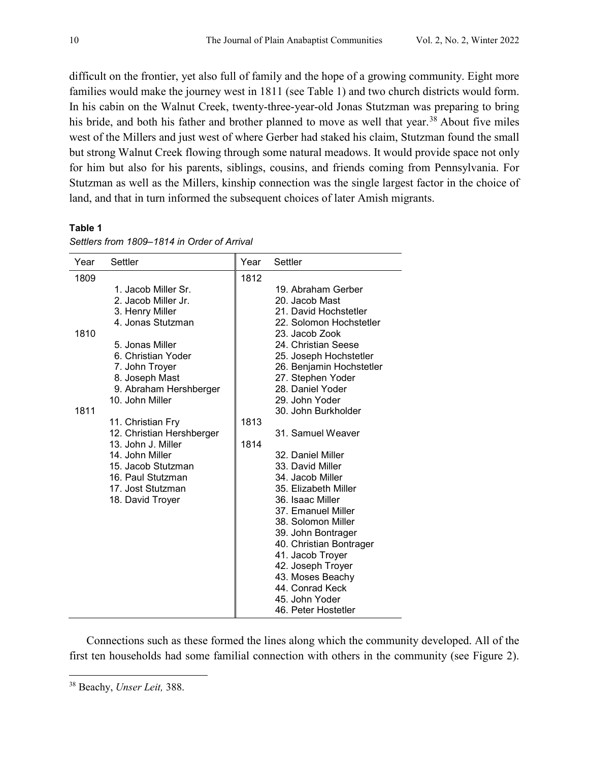difficult on the frontier, yet also full of family and the hope of a growing community. Eight more families would make the journey west in 1811 (see Table 1) and two church districts would form. In his cabin on the Walnut Creek, twenty-three-year-old Jonas Stutzman was preparing to bring his bride, and both his father and brother planned to move as well that year.[38] About five miles west of the Millers and just west of where Gerber had staked his claim, Stutzman found the small but strong Walnut Creek flowing through some natural meadows. It would provide space not only for him but also for his parents, siblings, cousins, and friends coming from Pennsylvania. For Stutzman as well as the Millers, kinship connection was the single largest factor in the choice of land, and that in turn informed the subsequent choices of later Amish migrants.

**Table 1**

*Settlers from 1809–1814 in Order of Arrival*

| Year | Settler | Year | Settler |
|---|---|---|---|
| 1809 | | 1812 | |
| | 1. Jacob Miller Sr. | | 19. Abraham Gerber |
| | 2. Jacob Miller Jr. | | 20. Jacob Mast |
| | 3. Henry Miller | | 21. David Hochstetler |
| | 4. Jonas Stutzman | | 22. Solomon Hochstetler |
| 1810 | | | 23. Jacob Zook |
| | 5. Jonas Miller | | 24. Christian Seese |
| | 6. Christian Yoder | | 25. Joseph Hochstetler |
| | 7. John Troyer | | 26. Benjamin Hochstetler |
| | 8. Joseph Mast | | 27. Stephen Yoder |
| | 9. Abraham Hershberger | | 28. Daniel Yoder |
| | 10. John Miller | | 29. John Yoder |
| 1811 | | | 30. John Burkholder |
| | 11. Christian Fry | 1813 | |
| | 12. Christian Hershberger | | 31. Samuel Weaver |
| | 13. John J. Miller | 1814 | |
| | 14. John Miller | | 32. Daniel Miller |
| | 15. Jacob Stutzman | | 33. David Miller |
| | 16. Paul Stutzman | | 34. Jacob Miller |
| | 17. Jost Stutzman | | 35. Elizabeth Miller |
| | 18. David Troyer | | 36. Isaac Miller |
| | | | 37. Emanuel Miller |
| | | | 38. Solomon Miller |
| | | | 39. John Bontrager |
| | | | 40. Christian Bontrager |
| | | | 41. Jacob Troyer |
| | | | 42. Joseph Troyer |
| | | | 43. Moses Beachy |
| | | | 44. Conrad Keck |
| | | | 45. John Yoder |
| | | | 46. Peter Hostetler |

Connections such as these formed the lines along which the community developed. All of the first ten households had some familial connection with others in the community (see Figure 2).

[38] Beachy, *Unser Leit,* 388.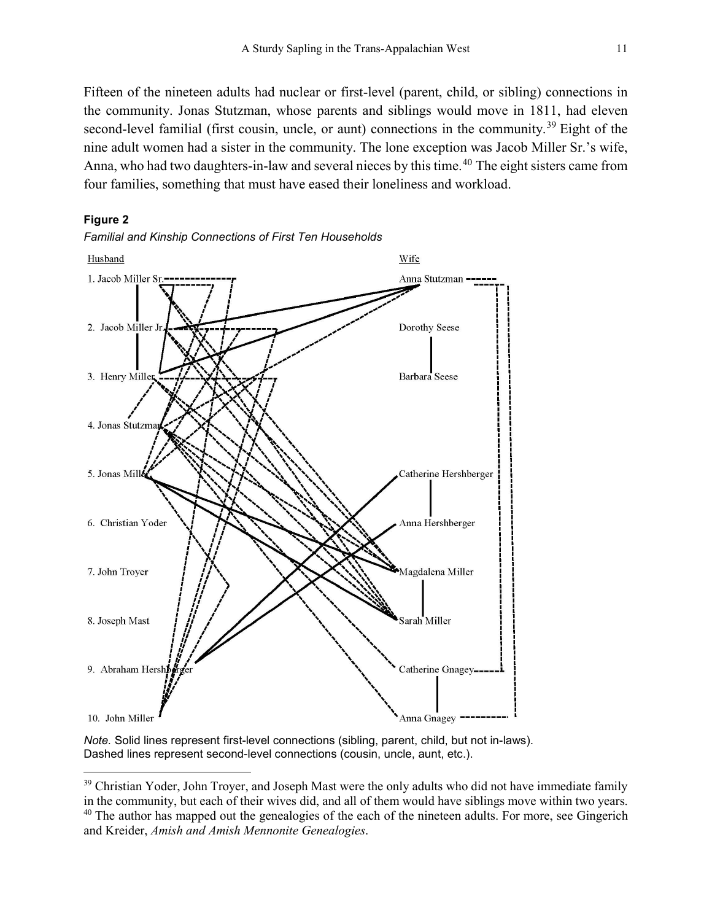Fifteen of the nineteen adults had nuclear or first-level (parent, child, or sibling) connections in the community. Jonas Stutzman, whose parents and siblings would move in 1811, had eleven second-level familial (first cousin, uncle, or aunt) connections in the community.[39] Eight of the nine adult women had a sister in the community. The lone exception was Jacob Miller Sr.'s wife, Anna, who had two daughters-in-law and several nieces by this time.[40] The eight sisters came from four families, something that must have eased their loneliness and workload.

**Figure 2**

*Familial and Kinship Connections of First Ten Households*

Husband

1. Jacob Miller Sr.
2. Jacob Miller Jr.
3. Henry Miller
4. Jonas Stutzman
5. Jonas Miller
6. Christian Yoder
7. John Troyer
8. Joseph Mast
9. Abraham Hershberger
10. John Miller

Wife

Anna Stutzman
Dorothy Seese
Barbara Seese
Catherine Hershberger
Anna Hershberger
Magdalena Miller
Sarah Miller
Catherine Gnagey
Anna Gnagey

*Note.* Solid lines represent first-level connections (sibling, parent, child, but not in-laws). Dashed lines represent second-level connections (cousin, uncle, aunt, etc.).

---

[39] Christian Yoder, John Troyer, and Joseph Mast were the only adults who did not have immediate family in the community, but each of their wives did, and all of them would have siblings move within two years.

[40] The author has mapped out the genealogies of the each of the nineteen adults. For more, see Gingerich and Kreider, *Amish and Amish Mennonite Genealogies*.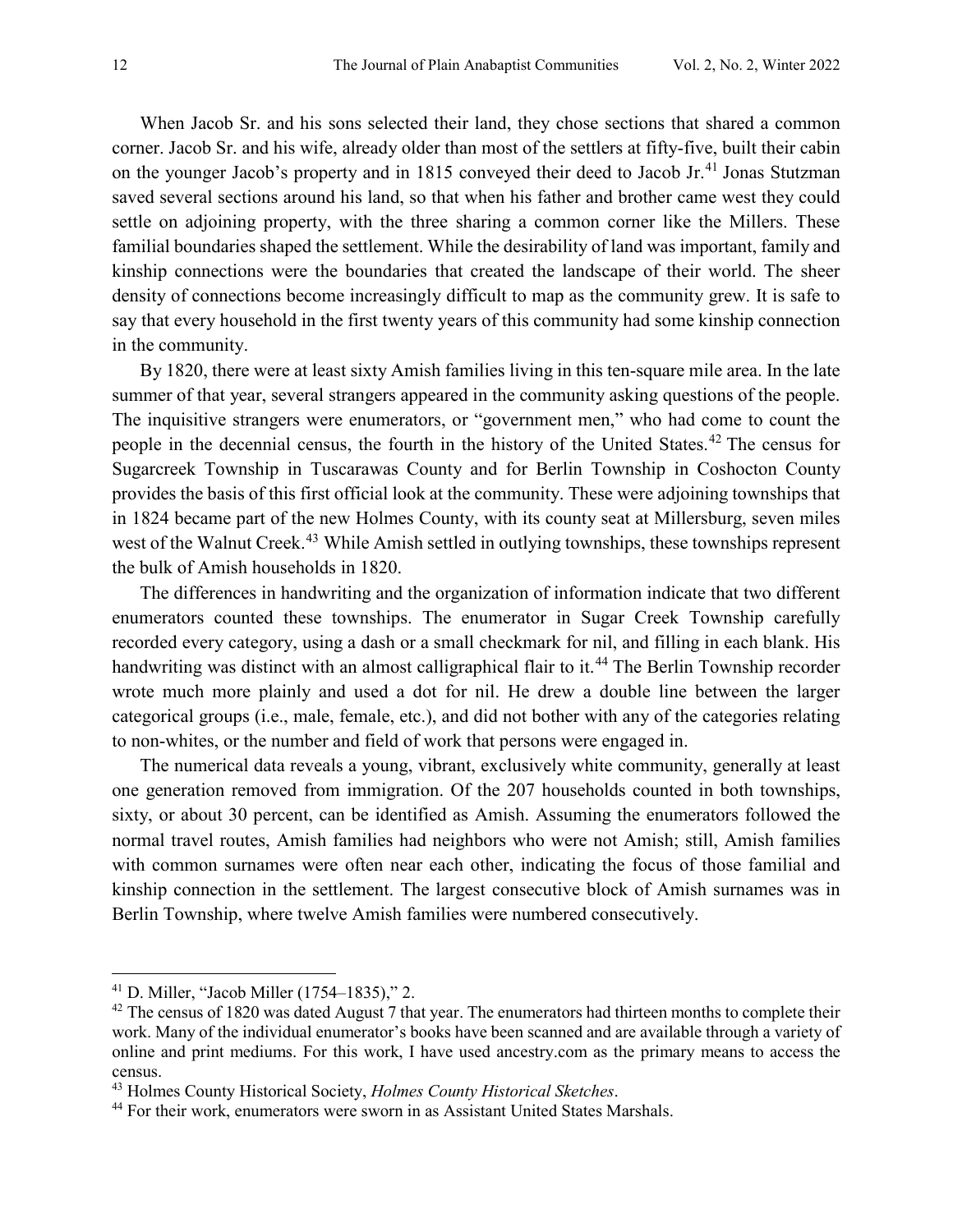When Jacob Sr. and his sons selected their land, they chose sections that shared a common corner. Jacob Sr. and his wife, already older than most of the settlers at fifty-five, built their cabin on the younger Jacob's property and in 1815 conveyed their deed to Jacob Jr.[41] Jonas Stutzman saved several sections around his land, so that when his father and brother came west they could settle on adjoining property, with the three sharing a common corner like the Millers. These familial boundaries shaped the settlement. While the desirability of land was important, family and kinship connections were the boundaries that created the landscape of their world. The sheer density of connections become increasingly difficult to map as the community grew. It is safe to say that every household in the first twenty years of this community had some kinship connection in the community.

By 1820, there were at least sixty Amish families living in this ten-square mile area. In the late summer of that year, several strangers appeared in the community asking questions of the people. The inquisitive strangers were enumerators, or "government men," who had come to count the people in the decennial census, the fourth in the history of the United States.[42] The census for Sugarcreek Township in Tuscarawas County and for Berlin Township in Coshocton County provides the basis of this first official look at the community. These were adjoining townships that in 1824 became part of the new Holmes County, with its county seat at Millersburg, seven miles west of the Walnut Creek.[43] While Amish settled in outlying townships, these townships represent the bulk of Amish households in 1820.

The differences in handwriting and the organization of information indicate that two different enumerators counted these townships. The enumerator in Sugar Creek Township carefully recorded every category, using a dash or a small checkmark for nil, and filling in each blank. His handwriting was distinct with an almost calligraphical flair to it.[44] The Berlin Township recorder wrote much more plainly and used a dot for nil. He drew a double line between the larger categorical groups (i.e., male, female, etc.), and did not bother with any of the categories relating to non-whites, or the number and field of work that persons were engaged in.

The numerical data reveals a young, vibrant, exclusively white community, generally at least one generation removed from immigration. Of the 207 households counted in both townships, sixty, or about 30 percent, can be identified as Amish. Assuming the enumerators followed the normal travel routes, Amish families had neighbors who were not Amish; still, Amish families with common surnames were often near each other, indicating the focus of those familial and kinship connection in the settlement. The largest consecutive block of Amish surnames was in Berlin Township, where twelve Amish families were numbered consecutively.

---

[41] D. Miller, "Jacob Miller (1754–1835)," 2.

[42] The census of 1820 was dated August 7 that year. The enumerators had thirteen months to complete their work. Many of the individual enumerator's books have been scanned and are available through a variety of online and print mediums. For this work, I have used ancestry.com as the primary means to access the census.

[43] Holmes County Historical Society, *Holmes County Historical Sketches*.

[44] For their work, enumerators were sworn in as Assistant United States Marshals.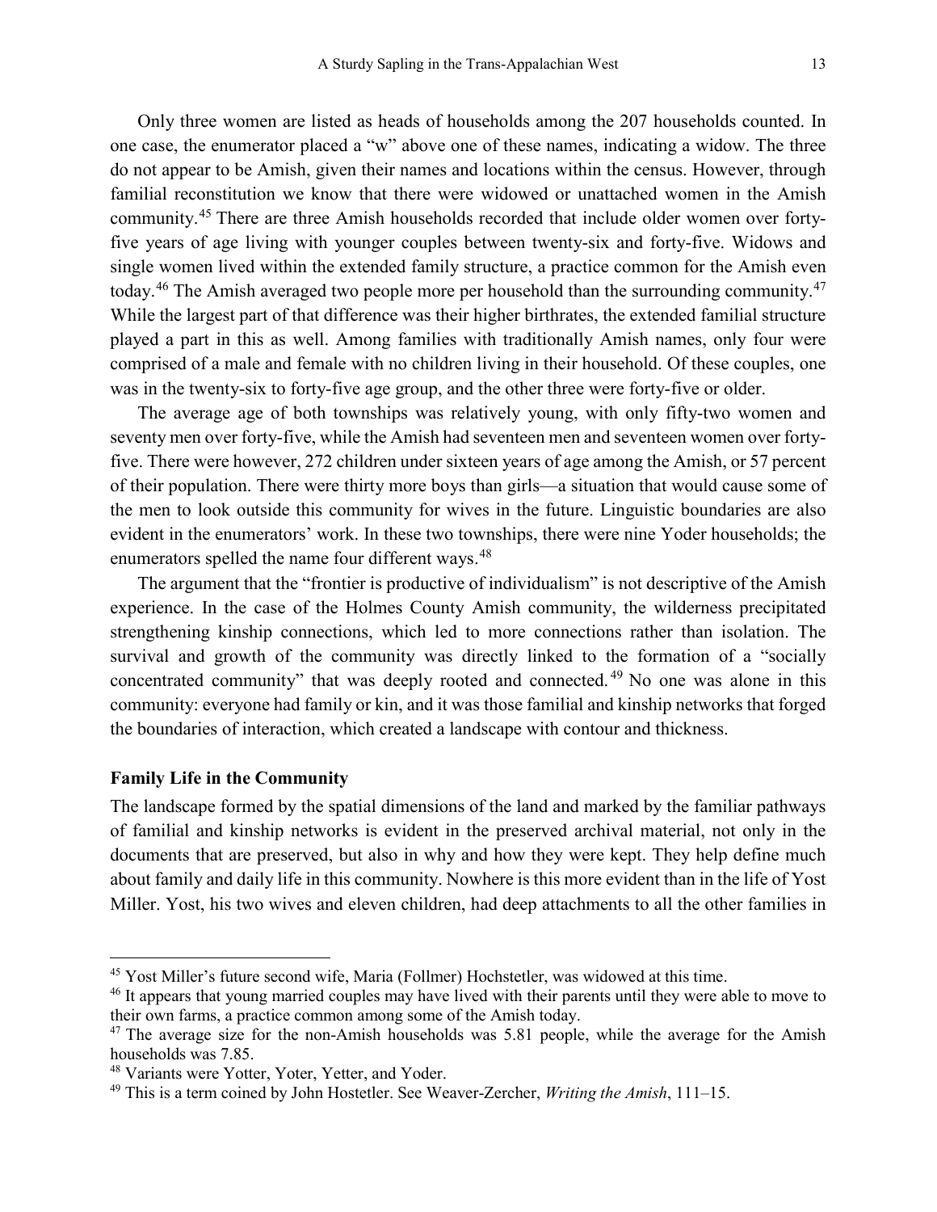Only three women are listed as heads of households among the 207 households counted. In one case, the enumerator placed a "w" above one of these names, indicating a widow. The three do not appear to be Amish, given their names and locations within the census. However, through familial reconstitution we know that there were widowed or unattached women in the Amish community.[45] There are three Amish households recorded that include older women over forty-five years of age living with younger couples between twenty-six and forty-five. Widows and single women lived within the extended family structure, a practice common for the Amish even today.[46] The Amish averaged two people more per household than the surrounding community.[47] While the largest part of that difference was their higher birthrates, the extended familial structure played a part in this as well. Among families with traditionally Amish names, only four were comprised of a male and female with no children living in their household. Of these couples, one was in the twenty-six to forty-five age group, and the other three were forty-five or older.

The average age of both townships was relatively young, with only fifty-two women and seventy men over forty-five, while the Amish had seventeen men and seventeen women over forty-five. There were however, 272 children under sixteen years of age among the Amish, or 57 percent of their population. There were thirty more boys than girls—a situation that would cause some of the men to look outside this community for wives in the future. Linguistic boundaries are also evident in the enumerators' work. In these two townships, there were nine Yoder households; the enumerators spelled the name four different ways.[48]

The argument that the "frontier is productive of individualism" is not descriptive of the Amish experience. In the case of the Holmes County Amish community, the wilderness precipitated strengthening kinship connections, which led to more connections rather than isolation. The survival and growth of the community was directly linked to the formation of a "socially concentrated community" that was deeply rooted and connected.[49] No one was alone in this community: everyone had family or kin, and it was those familial and kinship networks that forged the boundaries of interaction, which created a landscape with contour and thickness.

## Family Life in the Community

The landscape formed by the spatial dimensions of the land and marked by the familiar pathways of familial and kinship networks is evident in the preserved archival material, not only in the documents that are preserved, but also in why and how they were kept. They help define much about family and daily life in this community. Nowhere is this more evident than in the life of Yost Miller. Yost, his two wives and eleven children, had deep attachments to all the other families in

---

[45] Yost Miller's future second wife, Maria (Follmer) Hochstetler, was widowed at this time.

[46] It appears that young married couples may have lived with their parents until they were able to move to their own farms, a practice common among some of the Amish today.

[47] The average size for the non-Amish households was 5.81 people, while the average for the Amish households was 7.85.

[48] Variants were Yotter, Yoter, Yetter, and Yoder.

[49] This is a term coined by John Hostetler. See Weaver-Zercher, *Writing the Amish*, 111–15.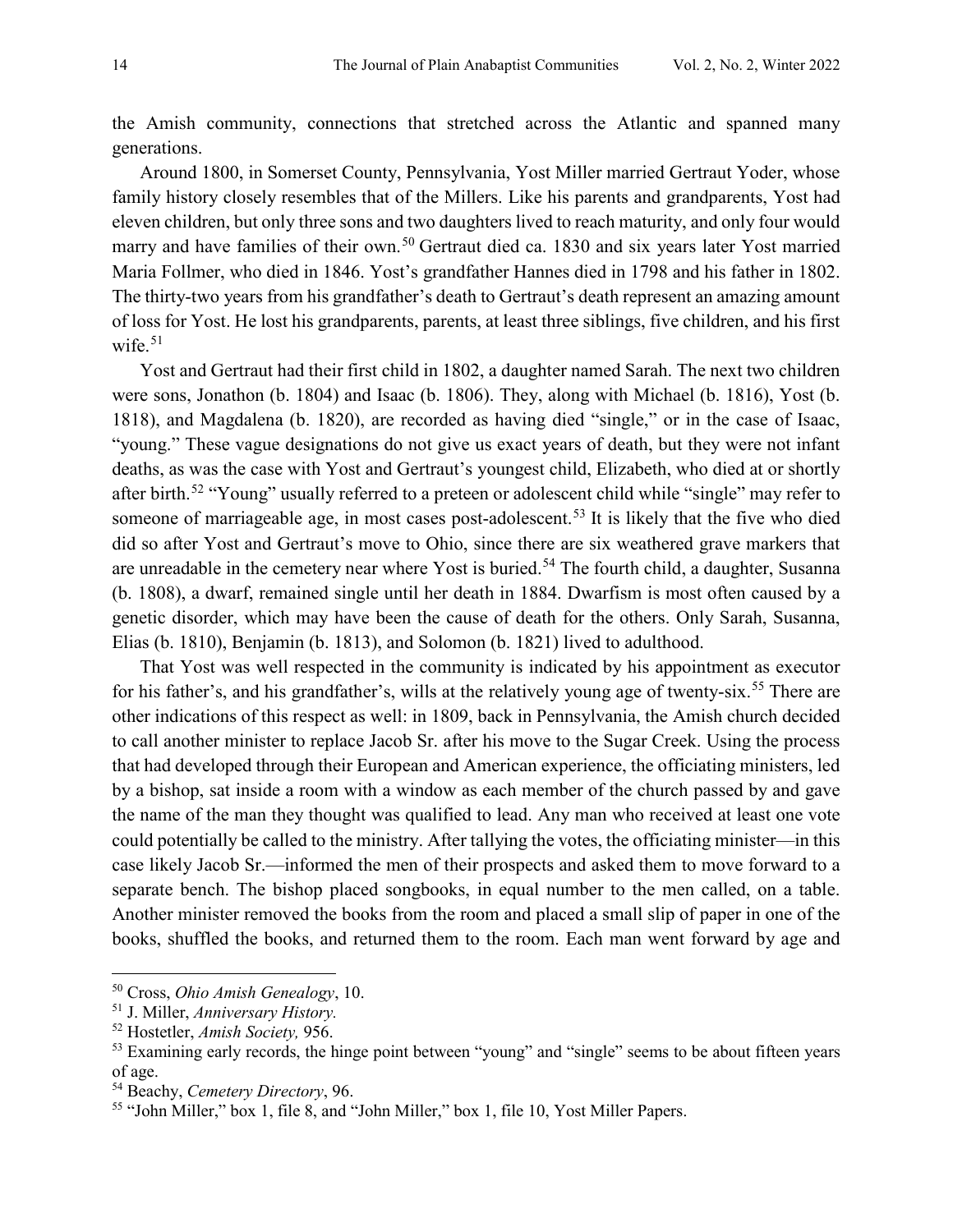the Amish community, connections that stretched across the Atlantic and spanned many generations.

Around 1800, in Somerset County, Pennsylvania, Yost Miller married Gertraut Yoder, whose family history closely resembles that of the Millers. Like his parents and grandparents, Yost had eleven children, but only three sons and two daughters lived to reach maturity, and only four would marry and have families of their own.[50] Gertraut died ca. 1830 and six years later Yost married Maria Follmer, who died in 1846. Yost's grandfather Hannes died in 1798 and his father in 1802. The thirty-two years from his grandfather's death to Gertraut's death represent an amazing amount of loss for Yost. He lost his grandparents, parents, at least three siblings, five children, and his first wife.[51]

Yost and Gertraut had their first child in 1802, a daughter named Sarah. The next two children were sons, Jonathon (b. 1804) and Isaac (b. 1806). They, along with Michael (b. 1816), Yost (b. 1818), and Magdalena (b. 1820), are recorded as having died "single," or in the case of Isaac, "young." These vague designations do not give us exact years of death, but they were not infant deaths, as was the case with Yost and Gertraut's youngest child, Elizabeth, who died at or shortly after birth.[52] "Young" usually referred to a preteen or adolescent child while "single" may refer to someone of marriageable age, in most cases post-adolescent.[53] It is likely that the five who died did so after Yost and Gertraut's move to Ohio, since there are six weathered grave markers that are unreadable in the cemetery near where Yost is buried.[54] The fourth child, a daughter, Susanna (b. 1808), a dwarf, remained single until her death in 1884. Dwarfism is most often caused by a genetic disorder, which may have been the cause of death for the others. Only Sarah, Susanna, Elias (b. 1810), Benjamin (b. 1813), and Solomon (b. 1821) lived to adulthood.

That Yost was well respected in the community is indicated by his appointment as executor for his father's, and his grandfather's, wills at the relatively young age of twenty-six.[55] There are other indications of this respect as well: in 1809, back in Pennsylvania, the Amish church decided to call another minister to replace Jacob Sr. after his move to the Sugar Creek. Using the process that had developed through their European and American experience, the officiating ministers, led by a bishop, sat inside a room with a window as each member of the church passed by and gave the name of the man they thought was qualified to lead. Any man who received at least one vote could potentially be called to the ministry. After tallying the votes, the officiating minister—in this case likely Jacob Sr.—informed the men of their prospects and asked them to move forward to a separate bench. The bishop placed songbooks, in equal number to the men called, on a table. Another minister removed the books from the room and placed a small slip of paper in one of the books, shuffled the books, and returned them to the room. Each man went forward by age and

---

[50] Cross, *Ohio Amish Genealogy*, 10.

[51] J. Miller, *Anniversary History.*

[52] Hostetler, *Amish Society,* 956.

[53] Examining early records, the hinge point between "young" and "single" seems to be about fifteen years of age.

[54] Beachy, *Cemetery Directory*, 96.

[55] "John Miller," box 1, file 8, and "John Miller," box 1, file 10, Yost Miller Papers.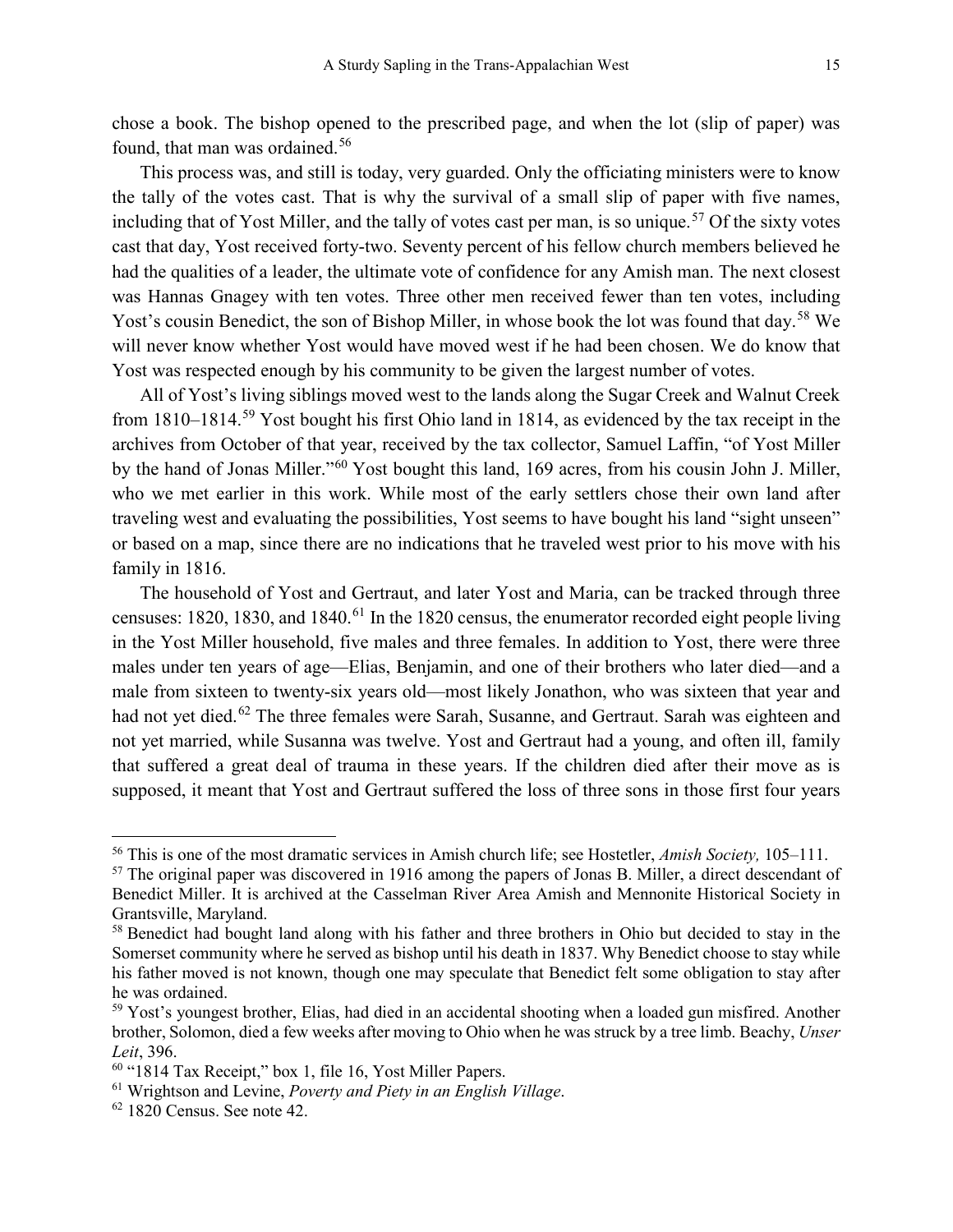chose a book. The bishop opened to the prescribed page, and when the lot (slip of paper) was found, that man was ordained.[56]

This process was, and still is today, very guarded. Only the officiating ministers were to know the tally of the votes cast. That is why the survival of a small slip of paper with five names, including that of Yost Miller, and the tally of votes cast per man, is so unique.[57] Of the sixty votes cast that day, Yost received forty-two. Seventy percent of his fellow church members believed he had the qualities of a leader, the ultimate vote of confidence for any Amish man. The next closest was Hannas Gnagey with ten votes. Three other men received fewer than ten votes, including Yost's cousin Benedict, the son of Bishop Miller, in whose book the lot was found that day.[58] We will never know whether Yost would have moved west if he had been chosen. We do know that Yost was respected enough by his community to be given the largest number of votes.

All of Yost's living siblings moved west to the lands along the Sugar Creek and Walnut Creek from 1810–1814.[59] Yost bought his first Ohio land in 1814, as evidenced by the tax receipt in the archives from October of that year, received by the tax collector, Samuel Laffin, "of Yost Miller by the hand of Jonas Miller."[60] Yost bought this land, 169 acres, from his cousin John J. Miller, who we met earlier in this work. While most of the early settlers chose their own land after traveling west and evaluating the possibilities, Yost seems to have bought his land "sight unseen" or based on a map, since there are no indications that he traveled west prior to his move with his family in 1816.

The household of Yost and Gertraut, and later Yost and Maria, can be tracked through three censuses: 1820, 1830, and 1840.[61] In the 1820 census, the enumerator recorded eight people living in the Yost Miller household, five males and three females. In addition to Yost, there were three males under ten years of age—Elias, Benjamin, and one of their brothers who later died—and a male from sixteen to twenty-six years old—most likely Jonathon, who was sixteen that year and had not yet died.[62] The three females were Sarah, Susanne, and Gertraut. Sarah was eighteen and not yet married, while Susanna was twelve. Yost and Gertraut had a young, and often ill, family that suffered a great deal of trauma in these years. If the children died after their move as is supposed, it meant that Yost and Gertraut suffered the loss of three sons in those first four years

---

[56] This is one of the most dramatic services in Amish church life; see Hostetler, *Amish Society,* 105–111.

[57] The original paper was discovered in 1916 among the papers of Jonas B. Miller, a direct descendant of Benedict Miller. It is archived at the Casselman River Area Amish and Mennonite Historical Society in Grantsville, Maryland.

[58] Benedict had bought land along with his father and three brothers in Ohio but decided to stay in the Somerset community where he served as bishop until his death in 1837. Why Benedict choose to stay while his father moved is not known, though one may speculate that Benedict felt some obligation to stay after he was ordained.

[59] Yost's youngest brother, Elias, had died in an accidental shooting when a loaded gun misfired. Another brother, Solomon, died a few weeks after moving to Ohio when he was struck by a tree limb. Beachy, *Unser Leit*, 396.

[60] "1814 Tax Receipt," box 1, file 16, Yost Miller Papers.

[61] Wrightson and Levine, *Poverty and Piety in an English Village*.

[62] 1820 Census. See note 42.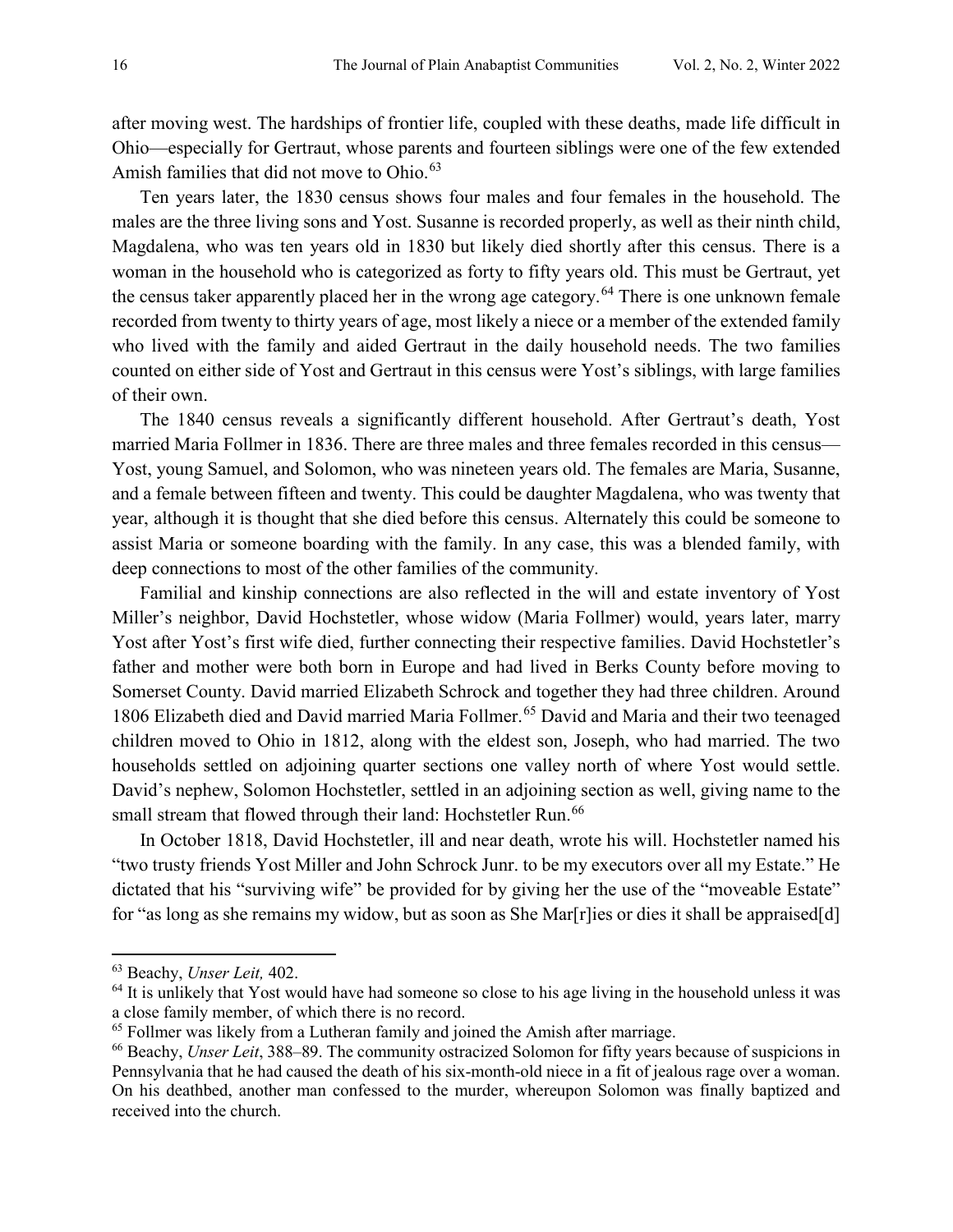after moving west. The hardships of frontier life, coupled with these deaths, made life difficult in Ohio—especially for Gertraut, whose parents and fourteen siblings were one of the few extended Amish families that did not move to Ohio.[63]

Ten years later, the 1830 census shows four males and four females in the household. The males are the three living sons and Yost. Susanne is recorded properly, as well as their ninth child, Magdalena, who was ten years old in 1830 but likely died shortly after this census. There is a woman in the household who is categorized as forty to fifty years old. This must be Gertraut, yet the census taker apparently placed her in the wrong age category.[64] There is one unknown female recorded from twenty to thirty years of age, most likely a niece or a member of the extended family who lived with the family and aided Gertraut in the daily household needs. The two families counted on either side of Yost and Gertraut in this census were Yost's siblings, with large families of their own.

The 1840 census reveals a significantly different household. After Gertraut's death, Yost married Maria Follmer in 1836. There are three males and three females recorded in this census—Yost, young Samuel, and Solomon, who was nineteen years old. The females are Maria, Susanne, and a female between fifteen and twenty. This could be daughter Magdalena, who was twenty that year, although it is thought that she died before this census. Alternately this could be someone to assist Maria or someone boarding with the family. In any case, this was a blended family, with deep connections to most of the other families of the community.

Familial and kinship connections are also reflected in the will and estate inventory of Yost Miller's neighbor, David Hochstetler, whose widow (Maria Follmer) would, years later, marry Yost after Yost's first wife died, further connecting their respective families. David Hochstetler's father and mother were both born in Europe and had lived in Berks County before moving to Somerset County. David married Elizabeth Schrock and together they had three children. Around 1806 Elizabeth died and David married Maria Follmer.[65] David and Maria and their two teenaged children moved to Ohio in 1812, along with the eldest son, Joseph, who had married. The two households settled on adjoining quarter sections one valley north of where Yost would settle. David's nephew, Solomon Hochstetler, settled in an adjoining section as well, giving name to the small stream that flowed through their land: Hochstetler Run.[66]

In October 1818, David Hochstetler, ill and near death, wrote his will. Hochstetler named his "two trusty friends Yost Miller and John Schrock Junr. to be my executors over all my Estate." He dictated that his "surviving wife" be provided for by giving her the use of the "moveable Estate" for "as long as she remains my widow, but as soon as She Mar[r]ies or dies it shall be appraised[d]

---

[63] Beachy, *Unser Leit,* 402.

[64] It is unlikely that Yost would have had someone so close to his age living in the household unless it was a close family member, of which there is no record.

[65] Follmer was likely from a Lutheran family and joined the Amish after marriage.

[66] Beachy, *Unser Leit*, 388–89. The community ostracized Solomon for fifty years because of suspicions in Pennsylvania that he had caused the death of his six-month-old niece in a fit of jealous rage over a woman. On his deathbed, another man confessed to the murder, whereupon Solomon was finally baptized and received into the church.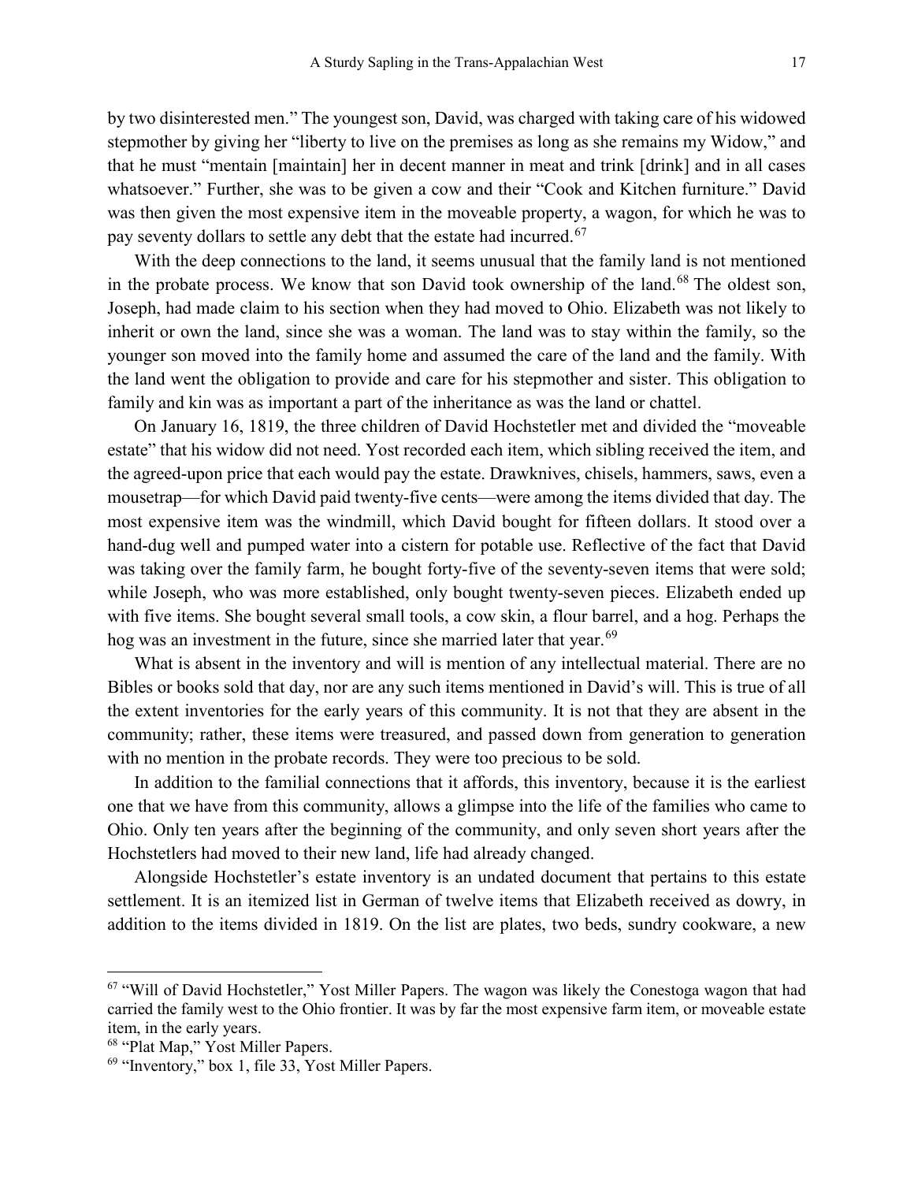by two disinterested men." The youngest son, David, was charged with taking care of his widowed stepmother by giving her "liberty to live on the premises as long as she remains my Widow," and that he must "mentain [maintain] her in decent manner in meat and trink [drink] and in all cases whatsoever." Further, she was to be given a cow and their "Cook and Kitchen furniture." David was then given the most expensive item in the moveable property, a wagon, for which he was to pay seventy dollars to settle any debt that the estate had incurred.[67]

With the deep connections to the land, it seems unusual that the family land is not mentioned in the probate process. We know that son David took ownership of the land.[68] The oldest son, Joseph, had made claim to his section when they had moved to Ohio. Elizabeth was not likely to inherit or own the land, since she was a woman. The land was to stay within the family, so the younger son moved into the family home and assumed the care of the land and the family. With the land went the obligation to provide and care for his stepmother and sister. This obligation to family and kin was as important a part of the inheritance as was the land or chattel.

On January 16, 1819, the three children of David Hochstetler met and divided the "moveable estate" that his widow did not need. Yost recorded each item, which sibling received the item, and the agreed-upon price that each would pay the estate. Drawknives, chisels, hammers, saws, even a mousetrap—for which David paid twenty-five cents—were among the items divided that day. The most expensive item was the windmill, which David bought for fifteen dollars. It stood over a hand-dug well and pumped water into a cistern for potable use. Reflective of the fact that David was taking over the family farm, he bought forty-five of the seventy-seven items that were sold; while Joseph, who was more established, only bought twenty-seven pieces. Elizabeth ended up with five items. She bought several small tools, a cow skin, a flour barrel, and a hog. Perhaps the hog was an investment in the future, since she married later that year.[69]

What is absent in the inventory and will is mention of any intellectual material. There are no Bibles or books sold that day, nor are any such items mentioned in David's will. This is true of all the extent inventories for the early years of this community. It is not that they are absent in the community; rather, these items were treasured, and passed down from generation to generation with no mention in the probate records. They were too precious to be sold.

In addition to the familial connections that it affords, this inventory, because it is the earliest one that we have from this community, allows a glimpse into the life of the families who came to Ohio. Only ten years after the beginning of the community, and only seven short years after the Hochstetlers had moved to their new land, life had already changed.

Alongside Hochstetler's estate inventory is an undated document that pertains to this estate settlement. It is an itemized list in German of twelve items that Elizabeth received as dowry, in addition to the items divided in 1819. On the list are plates, two beds, sundry cookware, a new

---

[67] "Will of David Hochstetler," Yost Miller Papers. The wagon was likely the Conestoga wagon that had carried the family west to the Ohio frontier. It was by far the most expensive farm item, or moveable estate item, in the early years.

[68] "Plat Map," Yost Miller Papers.

[69] "Inventory," box 1, file 33, Yost Miller Papers.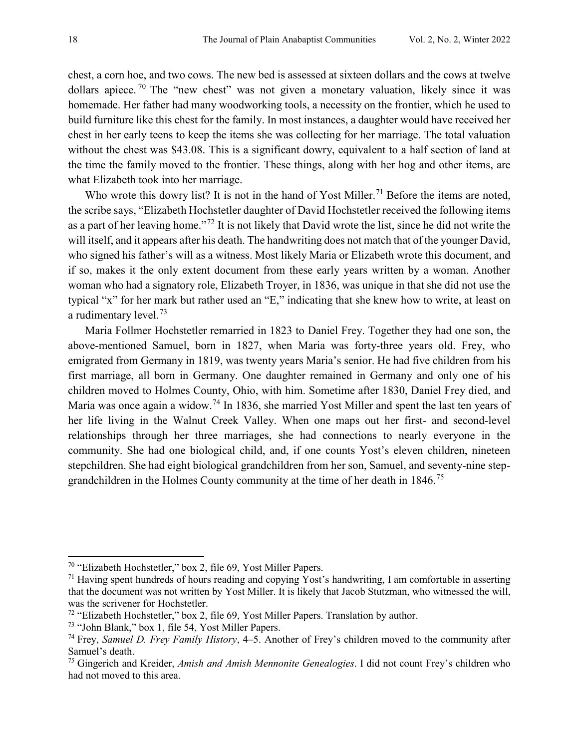chest, a corn hoe, and two cows. The new bed is assessed at sixteen dollars and the cows at twelve dollars apiece.[70] The "new chest" was not given a monetary valuation, likely since it was homemade. Her father had many woodworking tools, a necessity on the frontier, which he used to build furniture like this chest for the family. In most instances, a daughter would have received her chest in her early teens to keep the items she was collecting for her marriage. The total valuation without the chest was $43.08. This is a significant dowry, equivalent to a half section of land at the time the family moved to the frontier. These things, along with her hog and other items, are what Elizabeth took into her marriage.

Who wrote this dowry list? It is not in the hand of Yost Miller.[71] Before the items are noted, the scribe says, "Elizabeth Hochstetler daughter of David Hochstetler received the following items as a part of her leaving home."[72] It is not likely that David wrote the list, since he did not write the will itself, and it appears after his death. The handwriting does not match that of the younger David, who signed his father's will as a witness. Most likely Maria or Elizabeth wrote this document, and if so, makes it the only extent document from these early years written by a woman. Another woman who had a signatory role, Elizabeth Troyer, in 1836, was unique in that she did not use the typical "x" for her mark but rather used an "E," indicating that she knew how to write, at least on a rudimentary level.[73]

Maria Follmer Hochstetler remarried in 1823 to Daniel Frey. Together they had one son, the above-mentioned Samuel, born in 1827, when Maria was forty-three years old. Frey, who emigrated from Germany in 1819, was twenty years Maria's senior. He had five children from his first marriage, all born in Germany. One daughter remained in Germany and only one of his children moved to Holmes County, Ohio, with him. Sometime after 1830, Daniel Frey died, and Maria was once again a widow.[74] In 1836, she married Yost Miller and spent the last ten years of her life living in the Walnut Creek Valley. When one maps out her first- and second-level relationships through her three marriages, she had connections to nearly everyone in the community. She had one biological child, and, if one counts Yost's eleven children, nineteen stepchildren. She had eight biological grandchildren from her son, Samuel, and seventy-nine step-grandchildren in the Holmes County community at the time of her death in 1846.[75]

---

[70] "Elizabeth Hochstetler," box 2, file 69, Yost Miller Papers.

[71] Having spent hundreds of hours reading and copying Yost's handwriting, I am comfortable in asserting that the document was not written by Yost Miller. It is likely that Jacob Stutzman, who witnessed the will, was the scrivener for Hochstetler.

[72] "Elizabeth Hochstetler," box 2, file 69, Yost Miller Papers. Translation by author.

[73] "John Blank," box 1, file 54, Yost Miller Papers.

[74] Frey, *Samuel D. Frey Family History*, 4–5. Another of Frey's children moved to the community after Samuel's death.

[75] Gingerich and Kreider, *Amish and Amish Mennonite Genealogies*. I did not count Frey's children who had not moved to this area.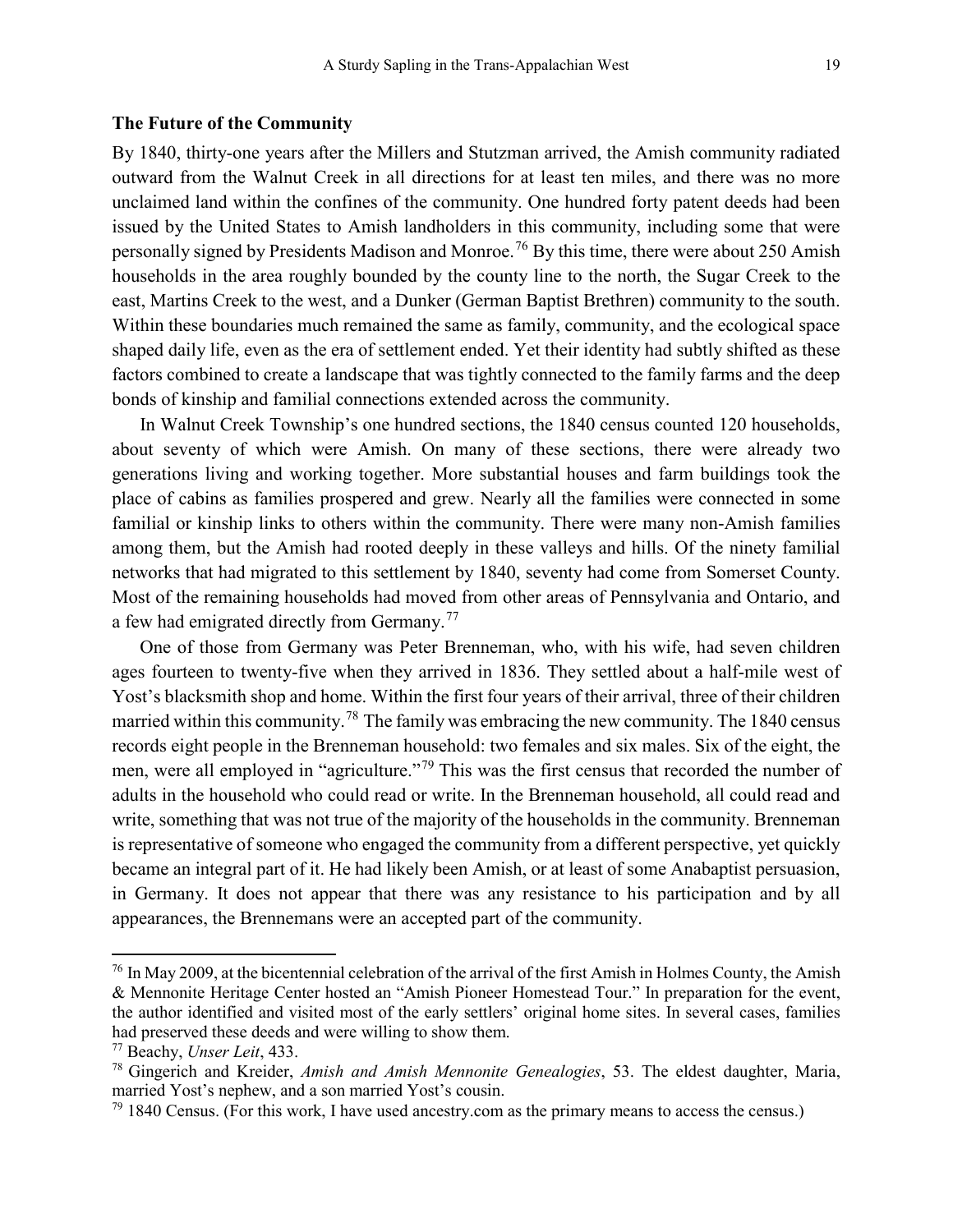### The Future of the Community

By 1840, thirty-one years after the Millers and Stutzman arrived, the Amish community radiated outward from the Walnut Creek in all directions for at least ten miles, and there was no more unclaimed land within the confines of the community. One hundred forty patent deeds had been issued by the United States to Amish landholders in this community, including some that were personally signed by Presidents Madison and Monroe.[76] By this time, there were about 250 Amish households in the area roughly bounded by the county line to the north, the Sugar Creek to the east, Martins Creek to the west, and a Dunker (German Baptist Brethren) community to the south. Within these boundaries much remained the same as family, community, and the ecological space shaped daily life, even as the era of settlement ended. Yet their identity had subtly shifted as these factors combined to create a landscape that was tightly connected to the family farms and the deep bonds of kinship and familial connections extended across the community.

In Walnut Creek Township's one hundred sections, the 1840 census counted 120 households, about seventy of which were Amish. On many of these sections, there were already two generations living and working together. More substantial houses and farm buildings took the place of cabins as families prospered and grew. Nearly all the families were connected in some familial or kinship links to others within the community. There were many non-Amish families among them, but the Amish had rooted deeply in these valleys and hills. Of the ninety familial networks that had migrated to this settlement by 1840, seventy had come from Somerset County. Most of the remaining households had moved from other areas of Pennsylvania and Ontario, and a few had emigrated directly from Germany.[77]

One of those from Germany was Peter Brenneman, who, with his wife, had seven children ages fourteen to twenty-five when they arrived in 1836. They settled about a half-mile west of Yost's blacksmith shop and home. Within the first four years of their arrival, three of their children married within this community.[78] The family was embracing the new community. The 1840 census records eight people in the Brenneman household: two females and six males. Six of the eight, the men, were all employed in "agriculture."[79] This was the first census that recorded the number of adults in the household who could read or write. In the Brenneman household, all could read and write, something that was not true of the majority of the households in the community. Brenneman is representative of someone who engaged the community from a different perspective, yet quickly became an integral part of it. He had likely been Amish, or at least of some Anabaptist persuasion, in Germany. It does not appear that there was any resistance to his participation and by all appearances, the Brennemans were an accepted part of the community.

---

[76] In May 2009, at the bicentennial celebration of the arrival of the first Amish in Holmes County, the Amish & Mennonite Heritage Center hosted an "Amish Pioneer Homestead Tour." In preparation for the event, the author identified and visited most of the early settlers' original home sites. In several cases, families had preserved these deeds and were willing to show them.

[77] Beachy, *Unser Leit*, 433.

[78] Gingerich and Kreider, *Amish and Amish Mennonite Genealogies*, 53. The eldest daughter, Maria, married Yost's nephew, and a son married Yost's cousin.

[79] 1840 Census. (For this work, I have used ancestry.com as the primary means to access the census.)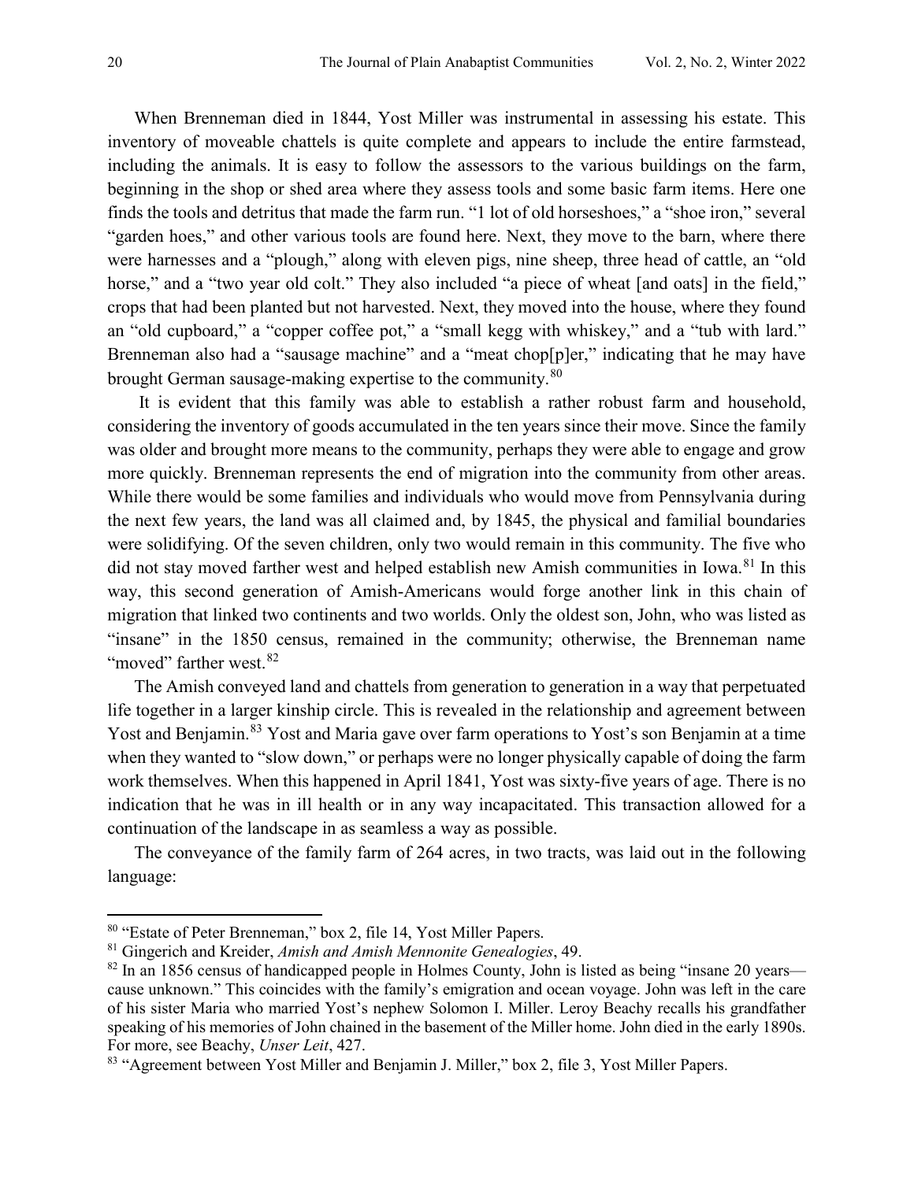When Brenneman died in 1844, Yost Miller was instrumental in assessing his estate. This inventory of moveable chattels is quite complete and appears to include the entire farmstead, including the animals. It is easy to follow the assessors to the various buildings on the farm, beginning in the shop or shed area where they assess tools and some basic farm items. Here one finds the tools and detritus that made the farm run. "1 lot of old horseshoes," a "shoe iron," several "garden hoes," and other various tools are found here. Next, they move to the barn, where there were harnesses and a "plough," along with eleven pigs, nine sheep, three head of cattle, an "old horse," and a "two year old colt." They also included "a piece of wheat [and oats] in the field," crops that had been planted but not harvested. Next, they moved into the house, where they found an "old cupboard," a "copper coffee pot," a "small kegg with whiskey," and a "tub with lard." Brenneman also had a "sausage machine" and a "meat chop[p]er," indicating that he may have brought German sausage-making expertise to the community.[80]

It is evident that this family was able to establish a rather robust farm and household, considering the inventory of goods accumulated in the ten years since their move. Since the family was older and brought more means to the community, perhaps they were able to engage and grow more quickly. Brenneman represents the end of migration into the community from other areas. While there would be some families and individuals who would move from Pennsylvania during the next few years, the land was all claimed and, by 1845, the physical and familial boundaries were solidifying. Of the seven children, only two would remain in this community. The five who did not stay moved farther west and helped establish new Amish communities in Iowa.[81] In this way, this second generation of Amish-Americans would forge another link in this chain of migration that linked two continents and two worlds. Only the oldest son, John, who was listed as "insane" in the 1850 census, remained in the community; otherwise, the Brenneman name "moved" farther west.[82]

The Amish conveyed land and chattels from generation to generation in a way that perpetuated life together in a larger kinship circle. This is revealed in the relationship and agreement between Yost and Benjamin.[83] Yost and Maria gave over farm operations to Yost's son Benjamin at a time when they wanted to "slow down," or perhaps were no longer physically capable of doing the farm work themselves. When this happened in April 1841, Yost was sixty-five years of age. There is no indication that he was in ill health or in any way incapacitated. This transaction allowed for a continuation of the landscape in as seamless a way as possible.

The conveyance of the family farm of 264 acres, in two tracts, was laid out in the following language:

---

[80] "Estate of Peter Brenneman," box 2, file 14, Yost Miller Papers.

[81] Gingerich and Kreider, *Amish and Amish Mennonite Genealogies*, 49.

[82] In an 1856 census of handicapped people in Holmes County, John is listed as being "insane 20 years—cause unknown." This coincides with the family's emigration and ocean voyage. John was left in the care of his sister Maria who married Yost's nephew Solomon I. Miller. Leroy Beachy recalls his grandfather speaking of his memories of John chained in the basement of the Miller home. John died in the early 1890s. For more, see Beachy, *Unser Leit*, 427.

[83] "Agreement between Yost Miller and Benjamin J. Miller," box 2, file 3, Yost Miller Papers.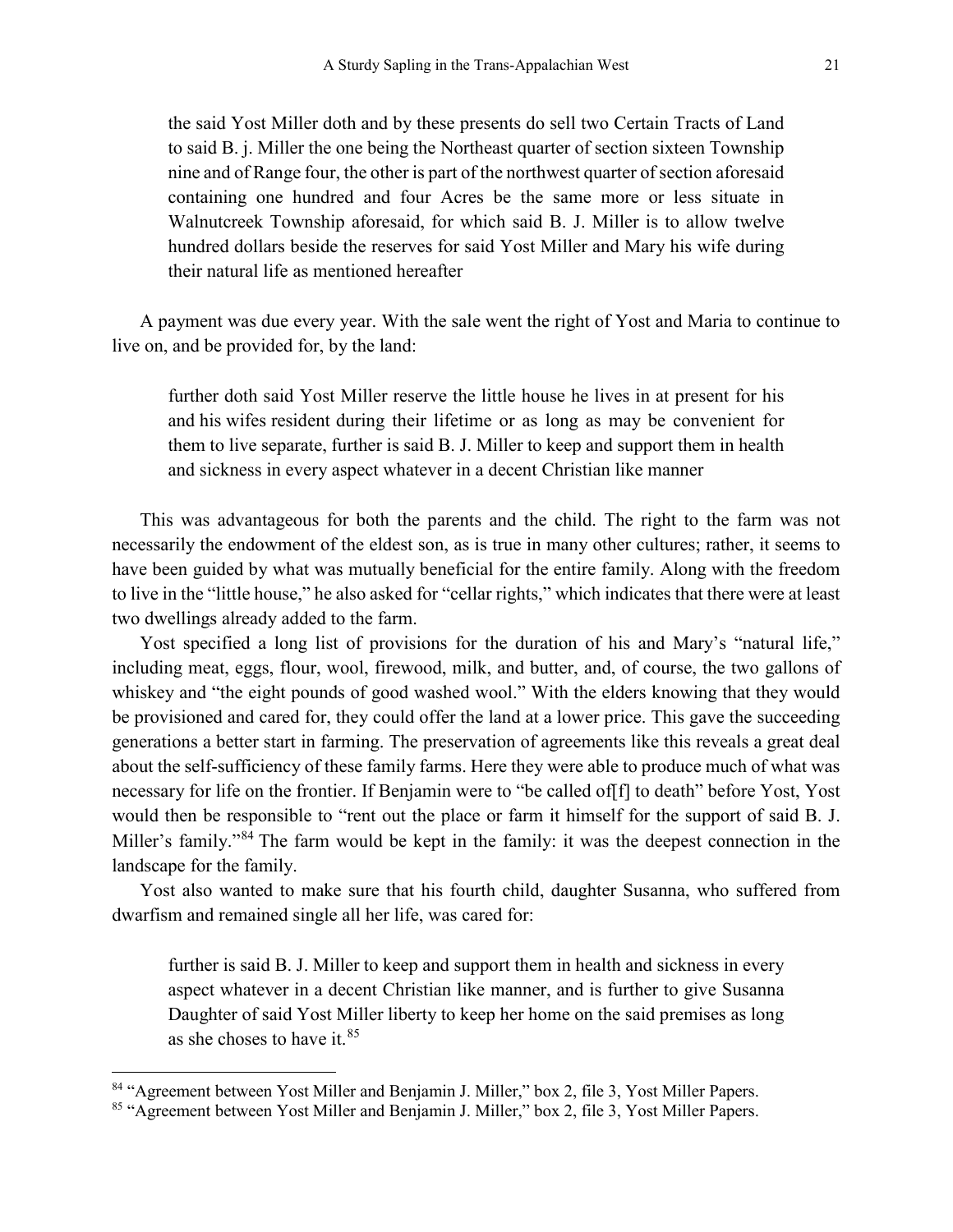> the said Yost Miller doth and by these presents do sell two Certain Tracts of Land to said B. j. Miller the one being the Northeast quarter of section sixteen Township nine and of Range four, the other is part of the northwest quarter of section aforesaid containing one hundred and four Acres be the same more or less situate in Walnutcreek Township aforesaid, for which said B. J. Miller is to allow twelve hundred dollars beside the reserves for said Yost Miller and Mary his wife during their natural life as mentioned hereafter

A payment was due every year. With the sale went the right of Yost and Maria to continue to live on, and be provided for, by the land:

> further doth said Yost Miller reserve the little house he lives in at present for his and his wifes resident during their lifetime or as long as may be convenient for them to live separate, further is said B. J. Miller to keep and support them in health and sickness in every aspect whatever in a decent Christian like manner

This was advantageous for both the parents and the child. The right to the farm was not necessarily the endowment of the eldest son, as is true in many other cultures; rather, it seems to have been guided by what was mutually beneficial for the entire family. Along with the freedom to live in the "little house," he also asked for "cellar rights," which indicates that there were at least two dwellings already added to the farm.

Yost specified a long list of provisions for the duration of his and Mary's "natural life," including meat, eggs, flour, wool, firewood, milk, and butter, and, of course, the two gallons of whiskey and "the eight pounds of good washed wool." With the elders knowing that they would be provisioned and cared for, they could offer the land at a lower price. This gave the succeeding generations a better start in farming. The preservation of agreements like this reveals a great deal about the self-sufficiency of these family farms. Here they were able to produce much of what was necessary for life on the frontier. If Benjamin were to "be called of[f] to death" before Yost, Yost would then be responsible to "rent out the place or farm it himself for the support of said B. J. Miller's family."[84] The farm would be kept in the family: it was the deepest connection in the landscape for the family.

Yost also wanted to make sure that his fourth child, daughter Susanna, who suffered from dwarfism and remained single all her life, was cared for:

> further is said B. J. Miller to keep and support them in health and sickness in every aspect whatever in a decent Christian like manner, and is further to give Susanna Daughter of said Yost Miller liberty to keep her home on the said premises as long as she choses to have it.[85]

---

[84] "Agreement between Yost Miller and Benjamin J. Miller," box 2, file 3, Yost Miller Papers.

[85] "Agreement between Yost Miller and Benjamin J. Miller," box 2, file 3, Yost Miller Papers.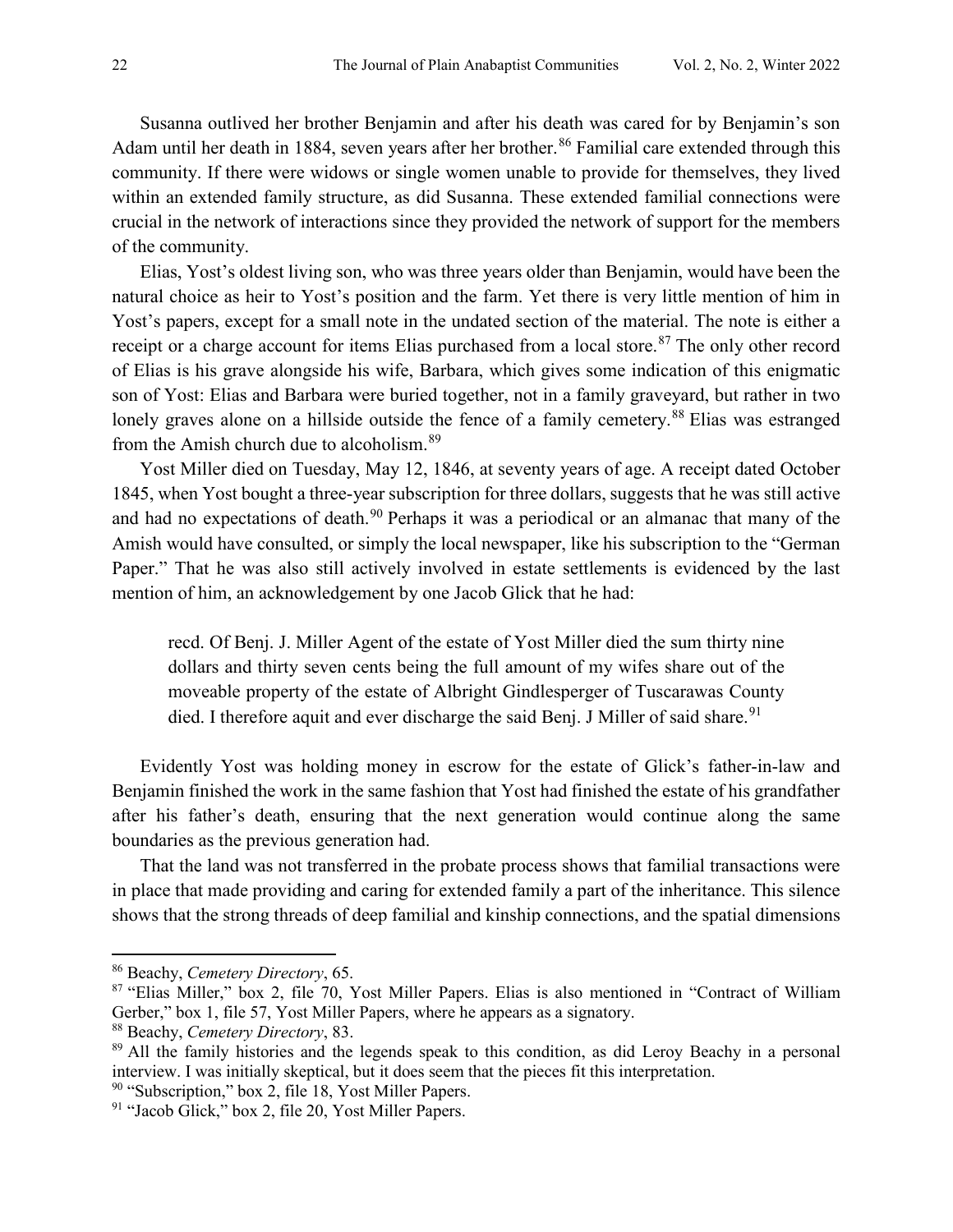Susanna outlived her brother Benjamin and after his death was cared for by Benjamin's son Adam until her death in 1884, seven years after her brother.[86] Familial care extended through this community. If there were widows or single women unable to provide for themselves, they lived within an extended family structure, as did Susanna. These extended familial connections were crucial in the network of interactions since they provided the network of support for the members of the community.

Elias, Yost's oldest living son, who was three years older than Benjamin, would have been the natural choice as heir to Yost's position and the farm. Yet there is very little mention of him in Yost's papers, except for a small note in the undated section of the material. The note is either a receipt or a charge account for items Elias purchased from a local store.[87] The only other record of Elias is his grave alongside his wife, Barbara, which gives some indication of this enigmatic son of Yost: Elias and Barbara were buried together, not in a family graveyard, but rather in two lonely graves alone on a hillside outside the fence of a family cemetery.[88] Elias was estranged from the Amish church due to alcoholism.[89]

Yost Miller died on Tuesday, May 12, 1846, at seventy years of age. A receipt dated October 1845, when Yost bought a three-year subscription for three dollars, suggests that he was still active and had no expectations of death.[90] Perhaps it was a periodical or an almanac that many of the Amish would have consulted, or simply the local newspaper, like his subscription to the "German Paper." That he was also still actively involved in estate settlements is evidenced by the last mention of him, an acknowledgement by one Jacob Glick that he had:

> recd. Of Benj. J. Miller Agent of the estate of Yost Miller died the sum thirty nine dollars and thirty seven cents being the full amount of my wifes share out of the moveable property of the estate of Albright Gindlesperger of Tuscarawas County died. I therefore aquit and ever discharge the said Benj. J Miller of said share.[91]

Evidently Yost was holding money in escrow for the estate of Glick's father-in-law and Benjamin finished the work in the same fashion that Yost had finished the estate of his grandfather after his father's death, ensuring that the next generation would continue along the same boundaries as the previous generation had.

That the land was not transferred in the probate process shows that familial transactions were in place that made providing and caring for extended family a part of the inheritance. This silence shows that the strong threads of deep familial and kinship connections, and the spatial dimensions

---

[86] Beachy, *Cemetery Directory*, 65.

[87] "Elias Miller," box 2, file 70, Yost Miller Papers. Elias is also mentioned in "Contract of William Gerber," box 1, file 57, Yost Miller Papers, where he appears as a signatory.

[88] Beachy, *Cemetery Directory*, 83.

[89] All the family histories and the legends speak to this condition, as did Leroy Beachy in a personal interview. I was initially skeptical, but it does seem that the pieces fit this interpretation.

[90] "Subscription," box 2, file 18, Yost Miller Papers.

[91] "Jacob Glick," box 2, file 20, Yost Miller Papers.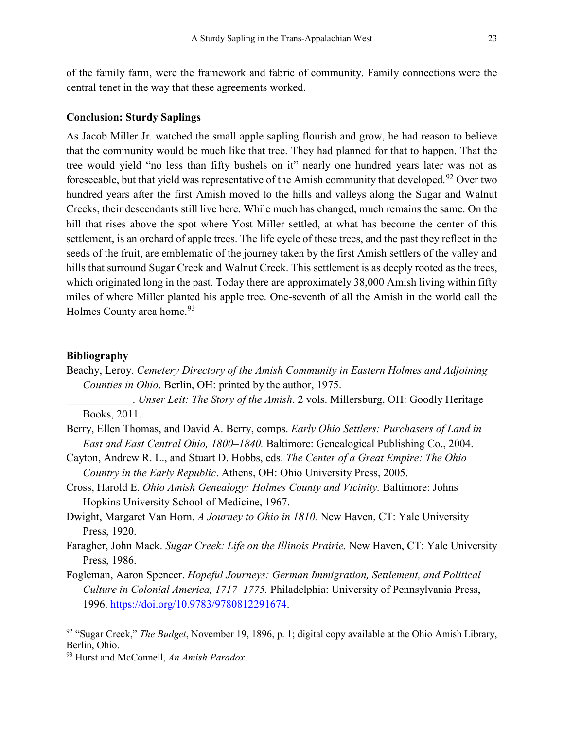of the family farm, were the framework and fabric of community. Family connections were the central tenet in the way that these agreements worked.

## Conclusion: Sturdy Saplings

As Jacob Miller Jr. watched the small apple sapling flourish and grow, he had reason to believe that the community would be much like that tree. They had planned for that to happen. That the tree would yield "no less than fifty bushels on it" nearly one hundred years later was not as foreseeable, but that yield was representative of the Amish community that developed.[92] Over two hundred years after the first Amish moved to the hills and valleys along the Sugar and Walnut Creeks, their descendants still live here. While much has changed, much remains the same. On the hill that rises above the spot where Yost Miller settled, at what has become the center of this settlement, is an orchard of apple trees. The life cycle of these trees, and the past they reflect in the seeds of the fruit, are emblematic of the journey taken by the first Amish settlers of the valley and hills that surround Sugar Creek and Walnut Creek. This settlement is as deeply rooted as the trees, which originated long in the past. Today there are approximately 38,000 Amish living within fifty miles of where Miller planted his apple tree. One-seventh of all the Amish in the world call the Holmes County area home.[93]

## Bibliography

Beachy, Leroy. *Cemetery Directory of the Amish Community in Eastern Holmes and Adjoining Counties in Ohio*. Berlin, OH: printed by the author, 1975.

____________. *Unser Leit: The Story of the Amish*. 2 vols. Millersburg, OH: Goodly Heritage Books, 2011.

Berry, Ellen Thomas, and David A. Berry, comps. *Early Ohio Settlers: Purchasers of Land in East and East Central Ohio, 1800–1840.* Baltimore: Genealogical Publishing Co., 2004.

Cayton, Andrew R. L., and Stuart D. Hobbs, eds. *The Center of a Great Empire: The Ohio Country in the Early Republic*. Athens, OH: Ohio University Press, 2005.

Cross, Harold E. *Ohio Amish Genealogy: Holmes County and Vicinity.* Baltimore: Johns Hopkins University School of Medicine, 1967.

Dwight, Margaret Van Horn. *A Journey to Ohio in 1810.* New Haven, CT: Yale University Press, 1920.

Faragher, John Mack. *Sugar Creek: Life on the Illinois Prairie.* New Haven, CT: Yale University Press, 1986.

Fogleman, Aaron Spencer. *Hopeful Journeys: German Immigration, Settlement, and Political Culture in Colonial America, 1717–1775.* Philadelphia: University of Pennsylvania Press, 1996. https://doi.org/10.9783/9780812291674.

---

[92] "Sugar Creek," *The Budget*, November 19, 1896, p. 1; digital copy available at the Ohio Amish Library, Berlin, Ohio.

[93] Hurst and McConnell, *An Amish Paradox*.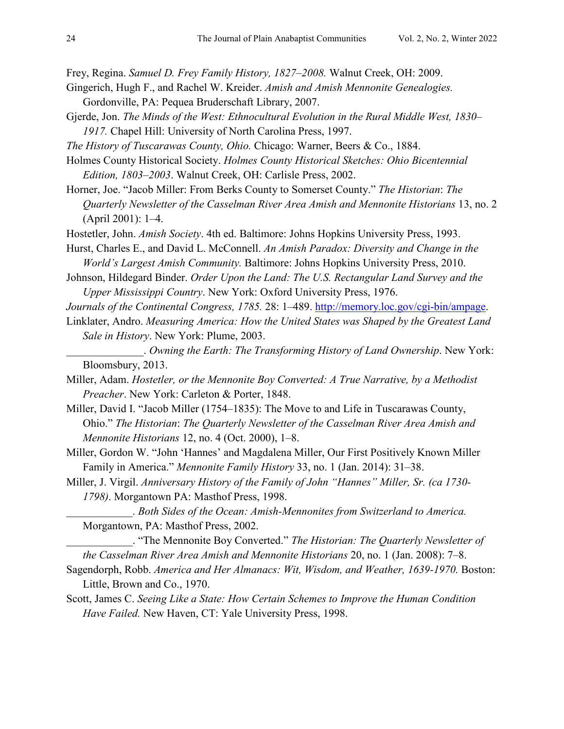Frey, Regina. *Samuel D. Frey Family History, 1827–2008.* Walnut Creek, OH: 2009.

Gingerich, Hugh F., and Rachel W. Kreider. *Amish and Amish Mennonite Genealogies.* Gordonville, PA: Pequea Bruderschaft Library, 2007.

Gjerde, Jon. *The Minds of the West: Ethnocultural Evolution in the Rural Middle West, 1830–1917.* Chapel Hill: University of North Carolina Press, 1997.

*The History of Tuscarawas County, Ohio.* Chicago: Warner, Beers & Co., 1884.

Holmes County Historical Society. *Holmes County Historical Sketches: Ohio Bicentennial Edition, 1803–2003*. Walnut Creek, OH: Carlisle Press, 2002.

Horner, Joe. "Jacob Miller: From Berks County to Somerset County." *The Historian*: *The Quarterly Newsletter of the Casselman River Area Amish and Mennonite Historians* 13, no. 2 (April 2001): 1–4.

Hostetler, John. *Amish Society*. 4th ed. Baltimore: Johns Hopkins University Press, 1993.

Hurst, Charles E., and David L. McConnell. *An Amish Paradox: Diversity and Change in the World's Largest Amish Community.* Baltimore: Johns Hopkins University Press, 2010.

Johnson, Hildegard Binder. *Order Upon the Land: The U.S. Rectangular Land Survey and the Upper Mississippi Country*. New York: Oxford University Press, 1976.

*Journals of the Continental Congress, 1785.* 28: 1–489. http://memory.loc.gov/cgi-bin/ampage.

Linklater, Andro. *Measuring America: How the United States was Shaped by the Greatest Land Sale in History*. New York: Plume, 2003.

______________. *Owning the Earth: The Transforming History of Land Ownership*. New York: Bloomsbury, 2013.

Miller, Adam. *Hostetler, or the Mennonite Boy Converted: A True Narrative, by a Methodist Preacher*. New York: Carleton & Porter, 1848.

Miller, David I. "Jacob Miller (1754–1835): The Move to and Life in Tuscarawas County, Ohio." *The Historian*: *The Quarterly Newsletter of the Casselman River Area Amish and Mennonite Historians* 12, no. 4 (Oct. 2000), 1–8.

Miller, Gordon W. "John 'Hannes' and Magdalena Miller, Our First Positively Known Miller Family in America." *Mennonite Family History* 33, no. 1 (Jan. 2014): 31–38.

Miller, J. Virgil. *Anniversary History of the Family of John "Hannes" Miller, Sr. (ca 1730-1798)*. Morgantown PA: Masthof Press, 1998.

____________. *Both Sides of the Ocean: Amish-Mennonites from Switzerland to America.* Morgantown, PA: Masthof Press, 2002.

____________. "The Mennonite Boy Converted." *The Historian: The Quarterly Newsletter of the Casselman River Area Amish and Mennonite Historians* 20, no. 1 (Jan. 2008): 7–8.

Sagendorph, Robb. *America and Her Almanacs: Wit, Wisdom, and Weather, 1639-1970.* Boston: Little, Brown and Co., 1970.

Scott, James C. *Seeing Like a State: How Certain Schemes to Improve the Human Condition Have Failed.* New Haven, CT: Yale University Press, 1998.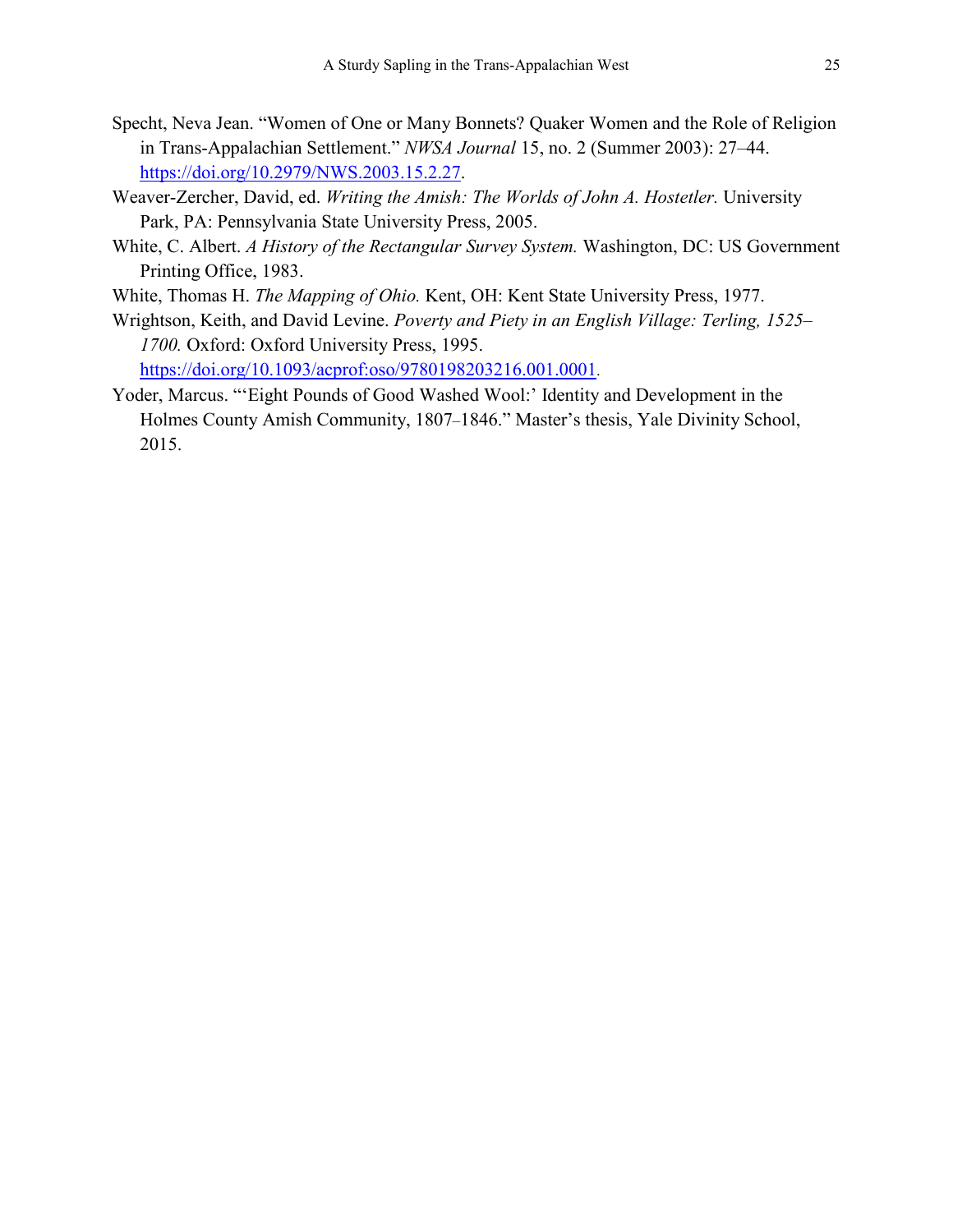Specht, Neva Jean. "Women of One or Many Bonnets? Quaker Women and the Role of Religion in Trans-Appalachian Settlement." *NWSA Journal* 15, no. 2 (Summer 2003): 27–44. https://doi.org/10.2979/NWS.2003.15.2.27.

Weaver-Zercher, David, ed. *Writing the Amish: The Worlds of John A. Hostetler.* University Park, PA: Pennsylvania State University Press, 2005.

White, C. Albert. *A History of the Rectangular Survey System.* Washington, DC: US Government Printing Office, 1983.

White, Thomas H. *The Mapping of Ohio.* Kent, OH: Kent State University Press, 1977.

Wrightson, Keith, and David Levine. *Poverty and Piety in an English Village: Terling, 1525–1700.* Oxford: Oxford University Press, 1995. https://doi.org/10.1093/acprof:oso/9780198203216.001.0001.

Yoder, Marcus. "'Eight Pounds of Good Washed Wool:' Identity and Development in the Holmes County Amish Community, 1807–1846." Master's thesis, Yale Divinity School, 2015.